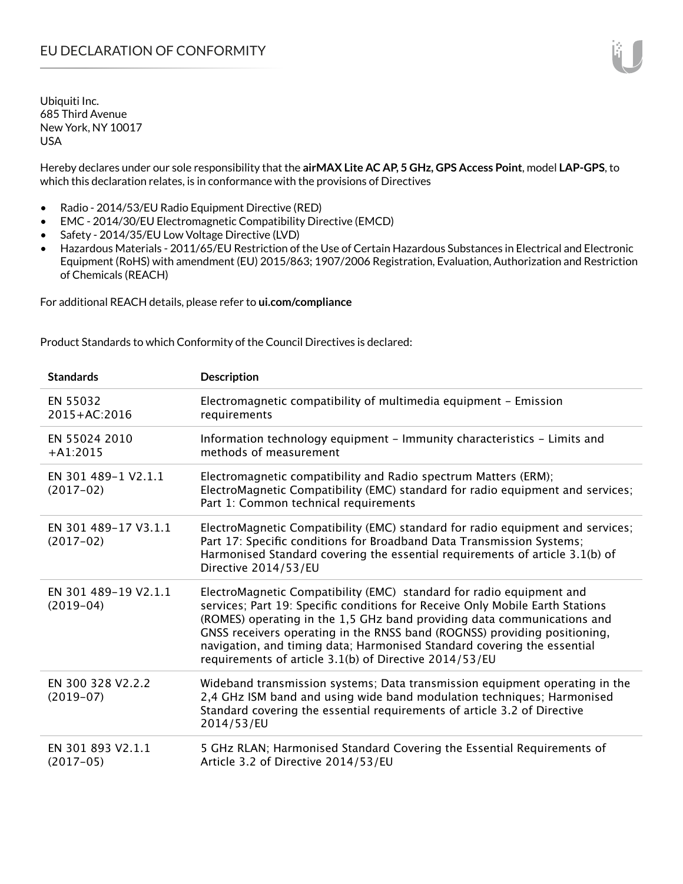# EU DECLARATION OF CONFORMITY

Ubiquiti Inc.
685 Third Avenue
New York, NY 10017
USA

Hereby declares under our sole responsibility that the **airMAX Lite AC AP, 5 GHz, GPS Access Point**, model **LAP-GPS**, to which this declaration relates, is in conformance with the provisions of Directives

- Radio - 2014/53/EU Radio Equipment Directive (RED)
- EMC - 2014/30/EU Electromagnetic Compatibility Directive (EMCD)
- Safety - 2014/35/EU Low Voltage Directive (LVD)
- Hazardous Materials - 2011/65/EU Restriction of the Use of Certain Hazardous Substances in Electrical and Electronic Equipment (RoHS) with amendment (EU) 2015/863; 1907/2006 Registration, Evaluation, Authorization and Restriction of Chemicals (REACH)

For additional REACH details, please refer to **ui.com/compliance**

Product Standards to which Conformity of the Council Directives is declared:

| Standards | Description |
|---|---|
| EN 55032 2015+AC:2016 | Electromagnetic compatibility of multimedia equipment – Emission requirements |
| EN 55024 2010 +A1:2015 | Information technology equipment – Immunity characteristics – Limits and methods of measurement |
| EN 301 489-1 V2.1.1 (2017-02) | Electromagnetic compatibility and Radio spectrum Matters (ERM); ElectroMagnetic Compatibility (EMC) standard for radio equipment and services; Part 1: Common technical requirements |
| EN 301 489-17 V3.1.1 (2017-02) | ElectroMagnetic Compatibility (EMC) standard for radio equipment and services; Part 17: Specific conditions for Broadband Data Transmission Systems; Harmonised Standard covering the essential requirements of article 3.1(b) of Directive 2014/53/EU |
| EN 301 489-19 V2.1.1 (2019-04) | ElectroMagnetic Compatibility (EMC) standard for radio equipment and services; Part 19: Specific conditions for Receive Only Mobile Earth Stations (ROMES) operating in the 1,5 GHz band providing data communications and GNSS receivers operating in the RNSS band (ROGNSS) providing positioning, navigation, and timing data; Harmonised Standard covering the essential requirements of article 3.1(b) of Directive 2014/53/EU |
| EN 300 328 V2.2.2 (2019-07) | Wideband transmission systems; Data transmission equipment operating in the 2,4 GHz ISM band and using wide band modulation techniques; Harmonised Standard covering the essential requirements of article 3.2 of Directive 2014/53/EU |
| EN 301 893 V2.1.1 (2017-05) | 5 GHz RLAN; Harmonised Standard Covering the Essential Requirements of Article 3.2 of Directive 2014/53/EU |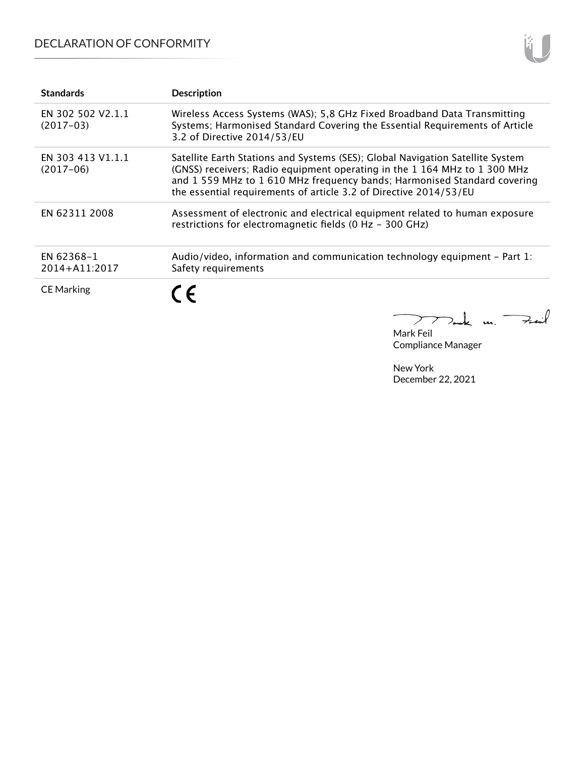| Standards | Description |
| --- | --- |
| EN 302 502 V2.1.1 (2017-03) | Wireless Access Systems (WAS); 5,8 GHz Fixed Broadband Data Transmitting Systems; Harmonised Standard Covering the Essential Requirements of Article 3.2 of Directive 2014/53/EU |
| EN 303 413 V1.1.1 (2017-06) | Satellite Earth Stations and Systems (SES); Global Navigation Satellite System (GNSS) receivers; Radio equipment operating in the 1 164 MHz to 1 300 MHz and 1 559 MHz to 1 610 MHz frequency bands; Harmonised Standard covering the essential requirements of article 3.2 of Directive 2014/53/EU |
| EN 62311 2008 | Assessment of electronic and electrical equipment related to human exposure restrictions for electromagnetic fields (0 Hz - 300 GHz) |
| EN 62368-1 2014+A11:2017 | Audio/video, information and communication technology equipment - Part 1: Safety requirements |
| CE Marking | CE |

Mark Feil
Compliance Manager

New York
December 22, 2021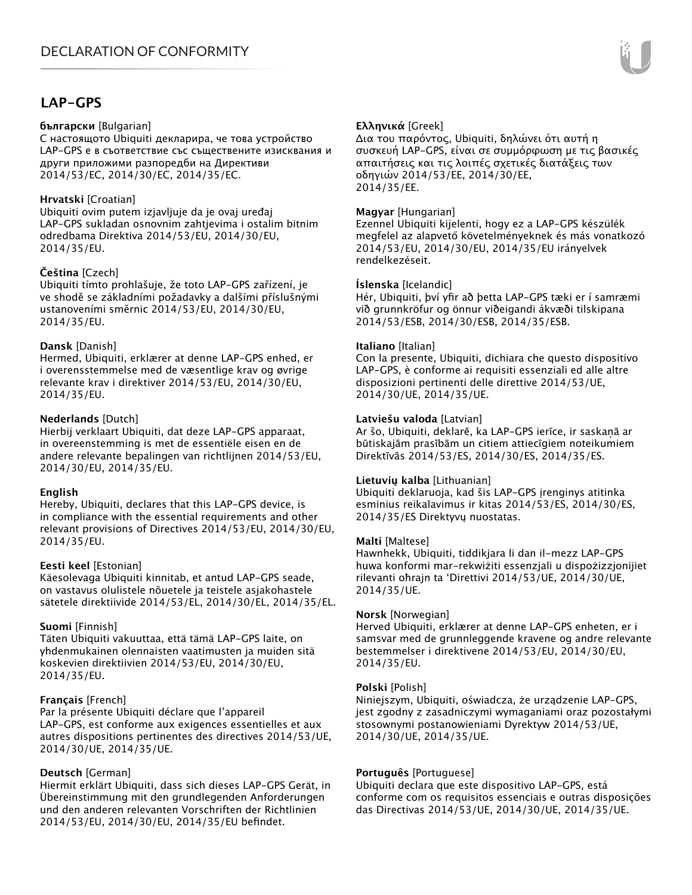# LAP-GPS

**български** [Bulgarian]
С настоящото Ubiquiti декларира, че това устройство LAP-GPS е в съответствие със съществените изисквания и други приложими разпоредби на Директиви 2014/53/EC, 2014/30/ЕС, 2014/35/ЕС.

**Hrvatski** [Croatian]
Ubiquiti ovim putem izjavljuje da je ovaj uređaj LAP-GPS sukladan osnovnim zahtjevima i ostalim bitnim odredbama Direktiva 2014/53/EU, 2014/30/EU, 2014/35/EU.

**Čeština** [Czech]
Ubiquiti tímto prohlašuje, že toto LAP-GPS zařízení, je ve shodě se základními požadavky a dalšími příslušnými ustanoveními směrnic 2014/53/EU, 2014/30/EU, 2014/35/EU.

**Dansk** [Danish]
Hermed, Ubiquiti, erklærer at denne LAP-GPS enhed, er i overensstemmelse med de væsentlige krav og øvrige relevante krav i direktiver 2014/53/EU, 2014/30/EU, 2014/35/EU.

**Nederlands** [Dutch]
Hierbij verklaart Ubiquiti, dat deze LAP-GPS apparaat, in overeenstemming is met de essentiële eisen en de andere relevante bepalingen van richtlijnen 2014/53/EU, 2014/30/EU, 2014/35/EU.

**English**
Hereby, Ubiquiti, declares that this LAP-GPS device, is in compliance with the essential requirements and other relevant provisions of Directives 2014/53/EU, 2014/30/EU, 2014/35/EU.

**Eesti keel** [Estonian]
Käesolevaga Ubiquiti kinnitab, et antud LAP-GPS seade, on vastavus olulistele nõuetele ja teistele asjakohastele sätetele direktiivide 2014/53/EL, 2014/30/EL, 2014/35/EL.

**Suomi** [Finnish]
Täten Ubiquiti vakuuttaa, että tämä LAP-GPS laite, on yhdenmukainen olennaisten vaatimusten ja muiden sitä koskevien direktiivien 2014/53/EU, 2014/30/EU, 2014/35/EU.

**Français** [French]
Par la présente Ubiquiti déclare que l'appareil LAP-GPS, est conforme aux exigences essentielles et aux autres dispositions pertinentes des directives 2014/53/UE, 2014/30/UE, 2014/35/UE.

**Deutsch** [German]
Hiermit erklärt Ubiquiti, dass sich dieses LAP-GPS Gerät, in Übereinstimmung mit den grundlegenden Anforderungen und den anderen relevanten Vorschriften der Richtlinien 2014/53/EU, 2014/30/EU, 2014/35/EU befindet.

**Ελληνικά** [Greek]
Δια του παρόντος, Ubiquiti, δηλώνει ότι αυτή η συσκευή LAP-GPS, είναι σε συμμόρφωση με τις βασικές απαιτήσεις και τις λοιπές σχετικές διατάξεις των οδηγιών 2014/53/EE, 2014/30/EE, 2014/35/EE.

**Magyar** [Hungarian]
Ezennel Ubiquiti kijelenti, hogy ez a LAP-GPS készülék megfelel az alapvető követelményeknek és más vonatkozó 2014/53/EU, 2014/30/EU, 2014/35/EU irányelvek rendelkezéseit.

**Íslenska** [Icelandic]
Hér, Ubiquiti, því yfir að þetta LAP-GPS tæki er í samræmi við grunnkröfur og önnur viðeigandi ákvæði tilskipana 2014/53/ESB, 2014/30/ESB, 2014/35/ESB.

**Italiano** [Italian]
Con la presente, Ubiquiti, dichiara che questo dispositivo LAP-GPS, è conforme ai requisiti essenziali ed alle altre disposizioni pertinenti delle direttive 2014/53/UE, 2014/30/UE, 2014/35/UE.

**Latviešu valoda** [Latvian]
Ar šo, Ubiquiti, deklarē, ka LAP-GPS ierīce, ir saskaņā ar būtiskajām prasībām un citiem attiecīgiem noteikumiem Direktīvās 2014/53/ES, 2014/30/ES, 2014/35/ES.

**Lietuvių kalba** [Lithuanian]
Ubiquiti deklaruoja, kad šis LAP-GPS įrenginys atitinka esminius reikalavimus ir kitas 2014/53/ES, 2014/30/ES, 2014/35/ES Direktyvų nuostatas.

**Malti** [Maltese]
Hawnhekk, Ubiquiti, tiddikjara li dan il-mezz LAP-GPS huwa konformi mar-rekwiżiti essenzjali u dispożizzjonijiet rilevanti oħrajn ta 'Direttivi 2014/53/UE, 2014/30/UE, 2014/35/UE.

**Norsk** [Norwegian]
Herved Ubiquiti, erklærer at denne LAP-GPS enheten, er i samsvar med de grunnleggende kravene og andre relevante bestemmelser i direktivene 2014/53/EU, 2014/30/EU, 2014/35/EU.

**Polski** [Polish]
Niniejszym, Ubiquiti, oświadcza, że urządzenie LAP-GPS, jest zgodny z zasadniczymi wymaganiami oraz pozostałymi stosownymi postanowieniami Dyrektyw 2014/53/UE, 2014/30/UE, 2014/35/UE.

**Português** [Portuguese]
Ubiquiti declara que este dispositivo LAP-GPS, está conforme com os requisitos essenciais e outras disposições das Directivas 2014/53/UE, 2014/30/UE, 2014/35/UE.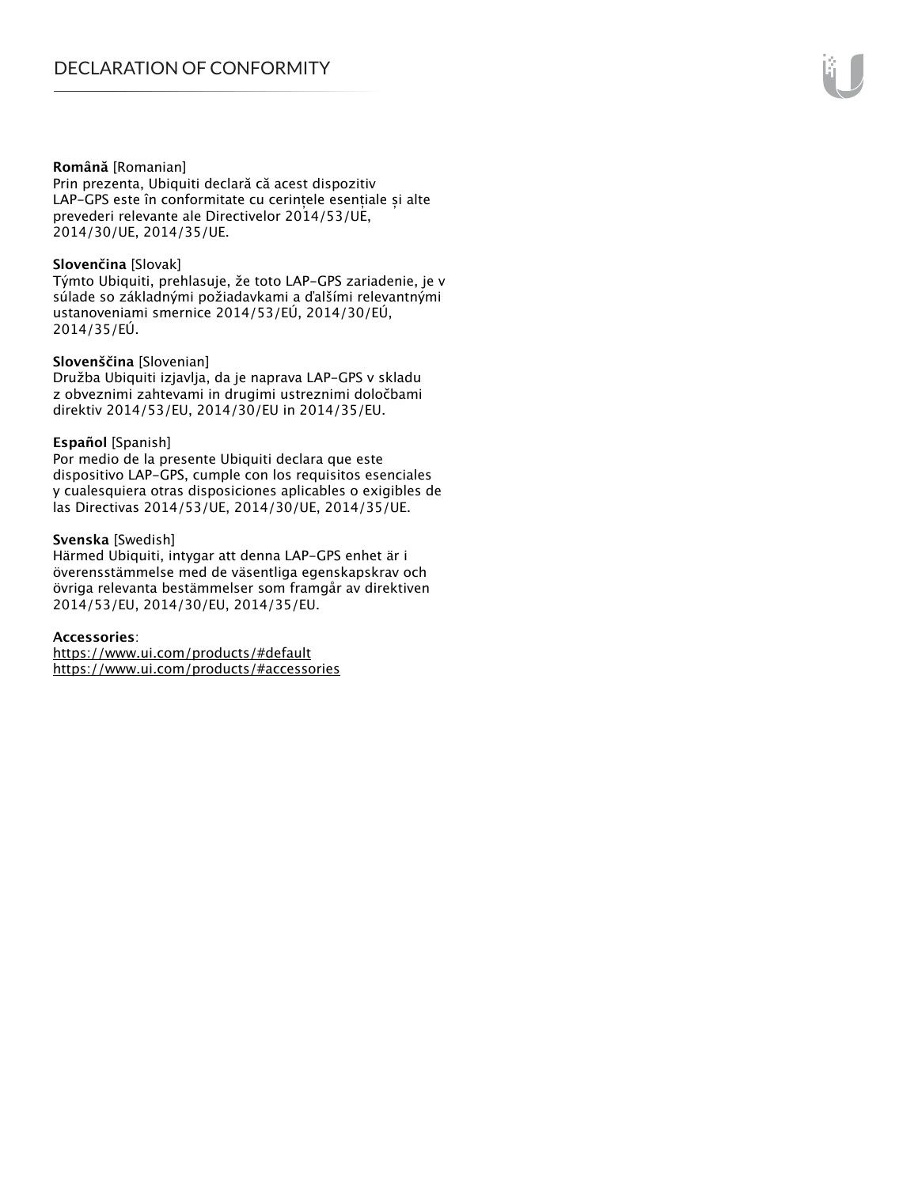**Română** [Romanian]
Prin prezenta, Ubiquiti declară că acest dispozitiv LAP-GPS este în conformitate cu cerințele esențiale și alte prevederi relevante ale Directivelor 2014/53/UE, 2014/30/UE, 2014/35/UE.

**Slovenčina** [Slovak]
Týmto Ubiquiti, prehlasuje, že toto LAP-GPS zariadenie, je v súlade so základnými požiadavkami a ďalšími relevantnými ustanoveniami smernice 2014/53/EÚ, 2014/30/EÚ, 2014/35/EÚ.

**Slovenščina** [Slovenian]
Družba Ubiquiti izjavlja, da je naprava LAP-GPS v skladu z obveznimi zahtevami in drugimi ustreznimi določbami direktiv 2014/53/EU, 2014/30/EU in 2014/35/EU.

**Español** [Spanish]
Por medio de la presente Ubiquiti declara que este dispositivo LAP-GPS, cumple con los requisitos esenciales y cualesquiera otras disposiciones aplicables o exigibles de las Directivas 2014/53/UE, 2014/30/UE, 2014/35/UE.

**Svenska** [Swedish]
Härmed Ubiquiti, intygar att denna LAP-GPS enhet är i överensstämmelse med de väsentliga egenskapskrav och övriga relevanta bestämmelser som framgår av direktiven 2014/53/EU, 2014/30/EU, 2014/35/EU.

**Accessories**:
https://www.ui.com/products/#default
https://www.ui.com/products/#accessories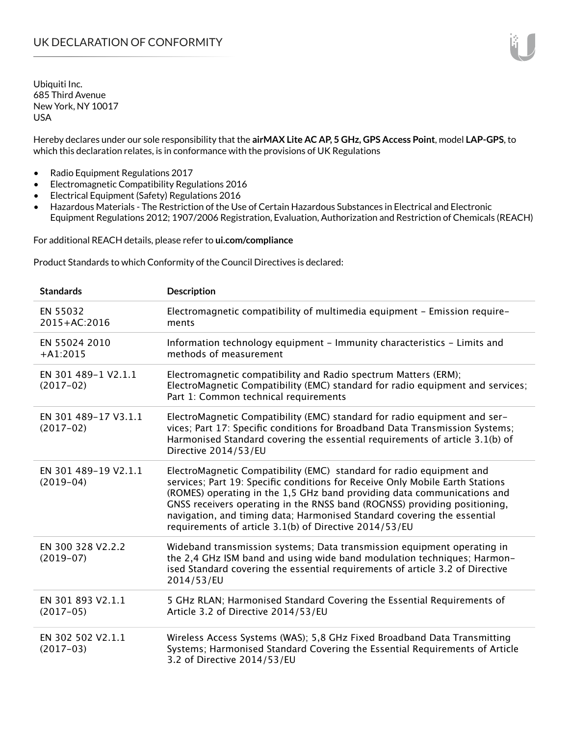# UK DECLARATION OF CONFORMITY

Ubiquiti Inc.
685 Third Avenue
New York, NY 10017
USA

Hereby declares under our sole responsibility that the **airMAX Lite AC AP, 5 GHz, GPS Access Point**, model **LAP-GPS**, to which this declaration relates, is in conformance with the provisions of UK Regulations

- Radio Equipment Regulations 2017
- Electromagnetic Compatibility Regulations 2016
- Electrical Equipment (Safety) Regulations 2016
- Hazardous Materials - The Restriction of the Use of Certain Hazardous Substances in Electrical and Electronic Equipment Regulations 2012; 1907/2006 Registration, Evaluation, Authorization and Restriction of Chemicals (REACH)

For additional REACH details, please refer to **ui.com/compliance**

Product Standards to which Conformity of the Council Directives is declared:

| Standards | Description |
|---|---|
| EN 55032 2015+AC:2016 | Electromagnetic compatibility of multimedia equipment – Emission requirements |
| EN 55024 2010 +A1:2015 | Information technology equipment – Immunity characteristics – Limits and methods of measurement |
| EN 301 489-1 V2.1.1 (2017-02) | Electromagnetic compatibility and Radio spectrum Matters (ERM); ElectroMagnetic Compatibility (EMC) standard for radio equipment and services; Part 1: Common technical requirements |
| EN 301 489-17 V3.1.1 (2017-02) | ElectroMagnetic Compatibility (EMC) standard for radio equipment and services; Part 17: Specific conditions for Broadband Data Transmission Systems; Harmonised Standard covering the essential requirements of article 3.1(b) of Directive 2014/53/EU |
| EN 301 489-19 V2.1.1 (2019-04) | ElectroMagnetic Compatibility (EMC) standard for radio equipment and services; Part 19: Specific conditions for Receive Only Mobile Earth Stations (ROMES) operating in the 1,5 GHz band providing data communications and GNSS receivers operating in the RNSS band (ROGNSS) providing positioning, navigation, and timing data; Harmonised Standard covering the essential requirements of article 3.1(b) of Directive 2014/53/EU |
| EN 300 328 V2.2.2 (2019-07) | Wideband transmission systems; Data transmission equipment operating in the 2,4 GHz ISM band and using wide band modulation techniques; Harmonised Standard covering the essential requirements of article 3.2 of Directive 2014/53/EU |
| EN 301 893 V2.1.1 (2017-05) | 5 GHz RLAN; Harmonised Standard Covering the Essential Requirements of Article 3.2 of Directive 2014/53/EU |
| EN 302 502 V2.1.1 (2017-03) | Wireless Access Systems (WAS); 5,8 GHz Fixed Broadband Data Transmitting Systems; Harmonised Standard Covering the Essential Requirements of Article 3.2 of Directive 2014/53/EU |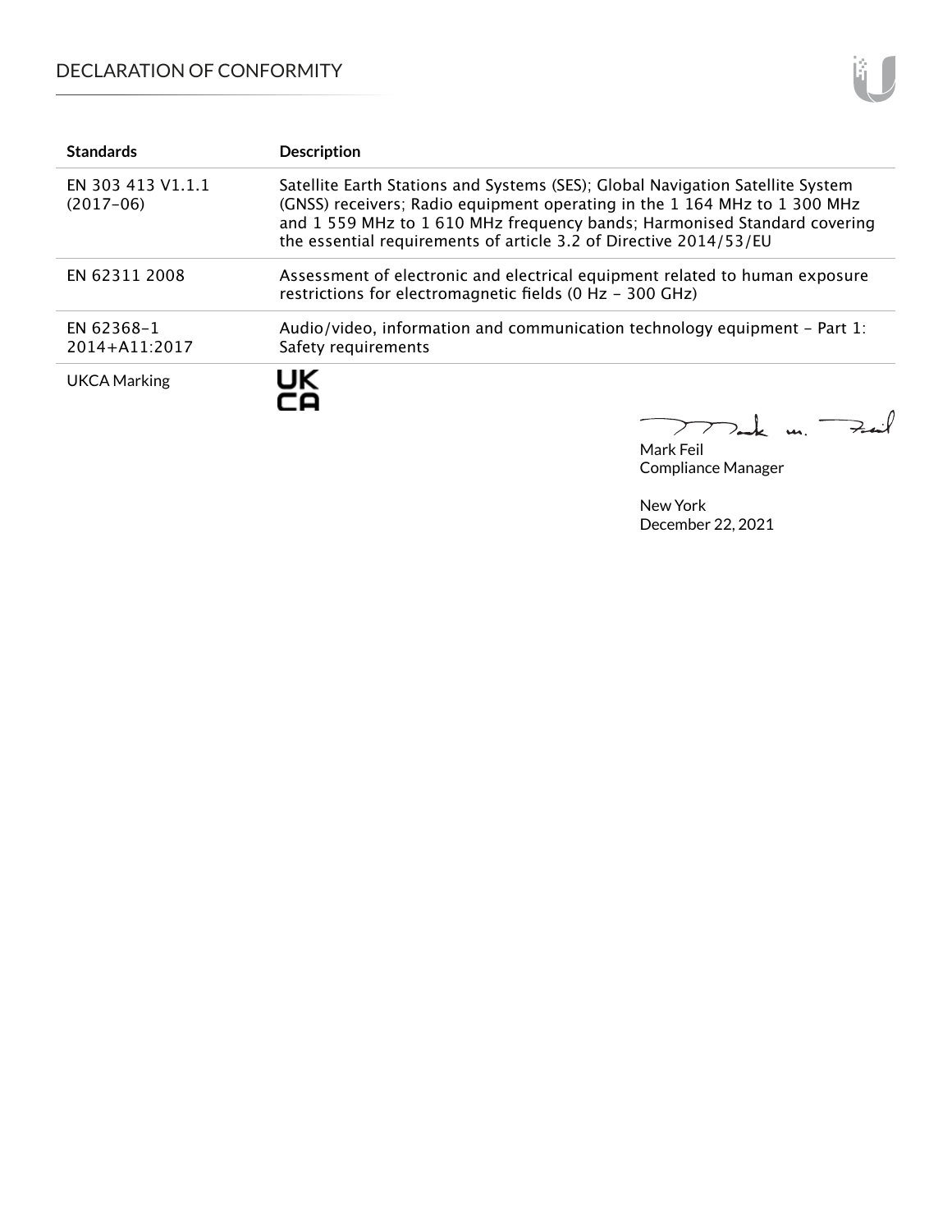| Standards | Description |
| --- | --- |
| EN 303 413 V1.1.1 (2017-06) | Satellite Earth Stations and Systems (SES); Global Navigation Satellite System (GNSS) receivers; Radio equipment operating in the 1 164 MHz to 1 300 MHz and 1 559 MHz to 1 610 MHz frequency bands; Harmonised Standard covering the essential requirements of article 3.2 of Directive 2014/53/EU |
| EN 62311 2008 | Assessment of electronic and electrical equipment related to human exposure restrictions for electromagnetic fields (0 Hz - 300 GHz) |
| EN 62368-1 2014+A11:2017 | Audio/video, information and communication technology equipment - Part 1: Safety requirements |
| UKCA Marking | UK CA |

Mark Feil
Compliance Manager

New York
December 22, 2021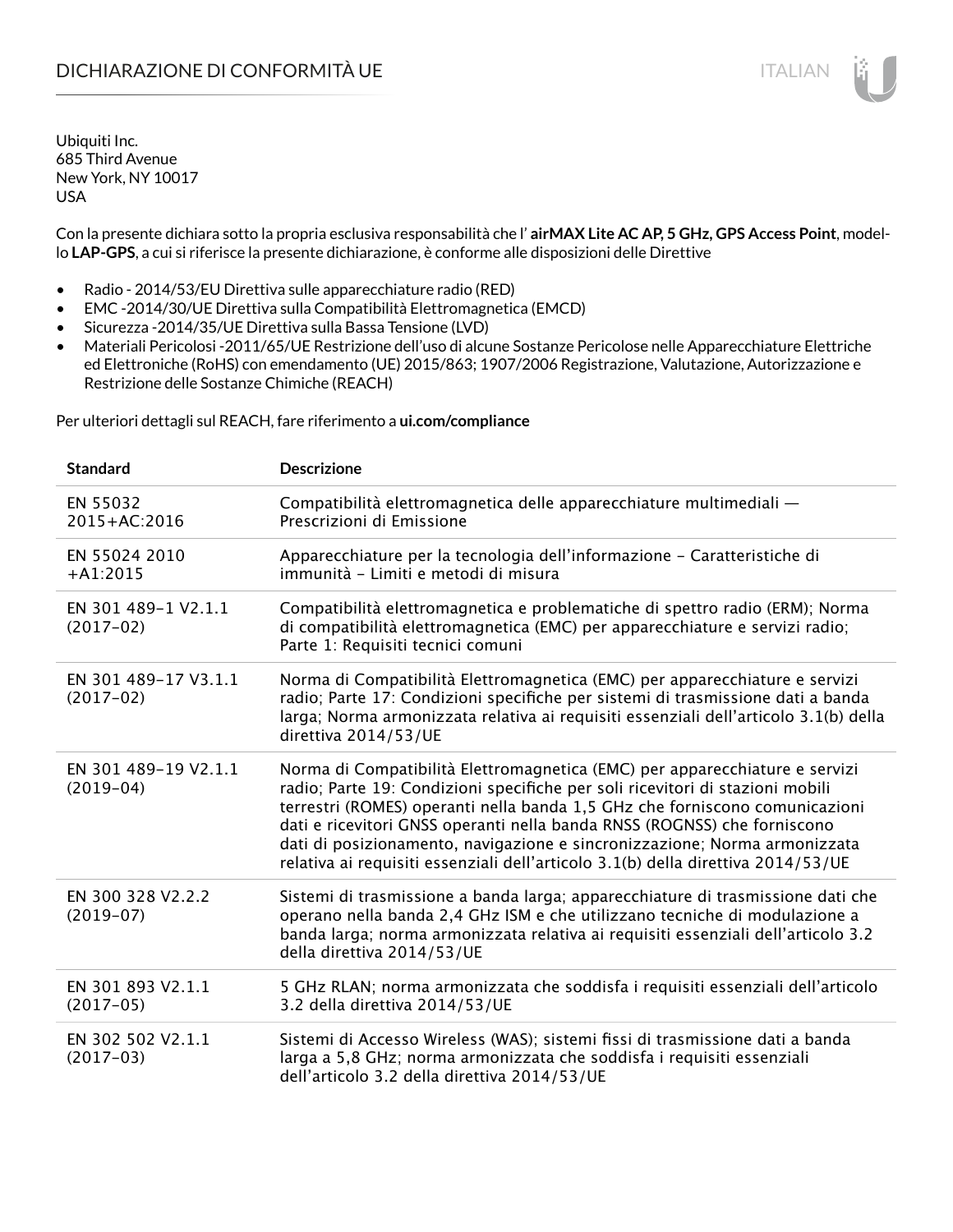# DICHIARAZIONE DI CONFORMITÀ UE

Ubiquiti Inc.
685 Third Avenue
New York, NY 10017
USA

Con la presente dichiara sotto la propria esclusiva responsabilità che l' **airMAX Lite AC AP, 5 GHz, GPS Access Point**, modello **LAP-GPS**, a cui si riferisce la presente dichiarazione, è conforme alle disposizioni delle Direttive

- Radio - 2014/53/EU Direttiva sulle apparecchiature radio (RED)
- EMC -2014/30/UE Direttiva sulla Compatibilità Elettromagnetica (EMCD)
- Sicurezza -2014/35/UE Direttiva sulla Bassa Tensione (LVD)
- Materiali Pericolosi -2011/65/UE Restrizione dell'uso di alcune Sostanze Pericolose nelle Apparecchiature Elettriche ed Elettroniche (RoHS) con emendamento (UE) 2015/863; 1907/2006 Registrazione, Valutazione, Autorizzazione e Restrizione delle Sostanze Chimiche (REACH)

Per ulteriori dettagli sul REACH, fare riferimento a **ui.com/compliance**

| **Standard** | **Descrizione** |
|---|---|
| EN 55032 2015+AC:2016 | Compatibilità elettromagnetica delle apparecchiature multimediali — Prescrizioni di Emissione |
| EN 55024 2010 +A1:2015 | Apparecchiature per la tecnologia dell'informazione – Caratteristiche di immunità – Limiti e metodi di misura |
| EN 301 489-1 V2.1.1 (2017-02) | Compatibilità elettromagnetica e problematiche di spettro radio (ERM); Norma di compatibilità elettromagnetica (EMC) per apparecchiature e servizi radio; Parte 1: Requisiti tecnici comuni |
| EN 301 489-17 V3.1.1 (2017-02) | Norma di Compatibilità Elettromagnetica (EMC) per apparecchiature e servizi radio; Parte 17: Condizioni specifiche per sistemi di trasmissione dati a banda larga; Norma armonizzata relativa ai requisiti essenziali dell'articolo 3.1(b) della direttiva 2014/53/UE |
| EN 301 489-19 V2.1.1 (2019-04) | Norma di Compatibilità Elettromagnetica (EMC) per apparecchiature e servizi radio; Parte 19: Condizioni specifiche per soli ricevitori di stazioni mobili terrestri (ROMES) operanti nella banda 1,5 GHz che forniscono comunicazioni dati e ricevitori GNSS operanti nella banda RNSS (ROGNSS) che forniscono dati di posizionamento, navigazione e sincronizzazione; Norma armonizzata relativa ai requisiti essenziali dell'articolo 3.1(b) della direttiva 2014/53/UE |
| EN 300 328 V2.2.2 (2019-07) | Sistemi di trasmissione a banda larga; apparecchiature di trasmissione dati che operano nella banda 2,4 GHz ISM e che utilizzano tecniche di modulazione a banda larga; norma armonizzata relativa ai requisiti essenziali dell'articolo 3.2 della direttiva 2014/53/UE |
| EN 301 893 V2.1.1 (2017-05) | 5 GHz RLAN; norma armonizzata che soddisfa i requisiti essenziali dell'articolo 3.2 della direttiva 2014/53/UE |
| EN 302 502 V2.1.1 (2017-03) | Sistemi di Accesso Wireless (WAS); sistemi fissi di trasmissione dati a banda larga a 5,8 GHz; norma armonizzata che soddisfa i requisiti essenziali dell'articolo 3.2 della direttiva 2014/53/UE |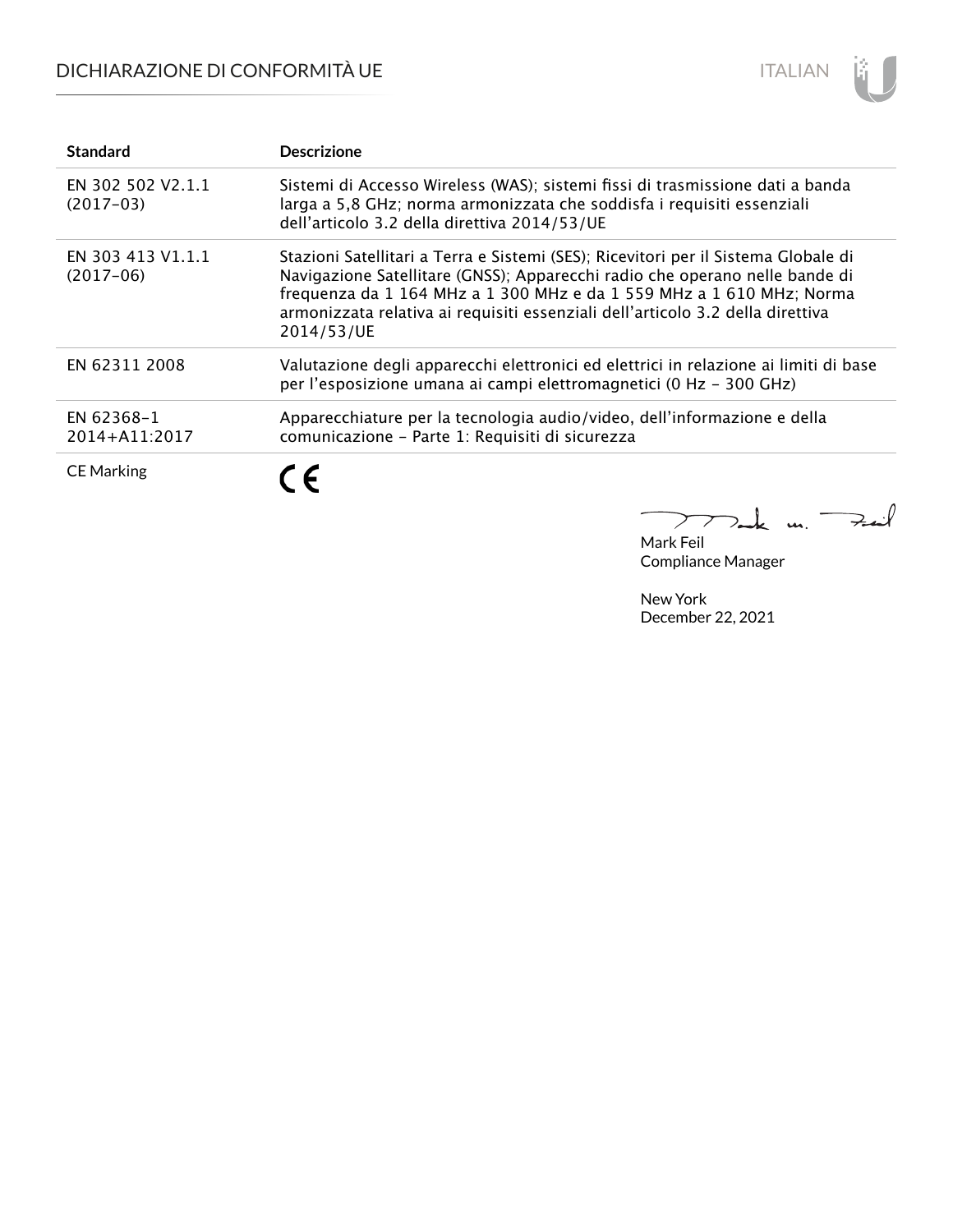| Standard | Descrizione |
| --- | --- |
| EN 302 502 V2.1.1 (2017-03) | Sistemi di Accesso Wireless (WAS); sistemi fissi di trasmissione dati a banda larga a 5,8 GHz; norma armonizzata che soddisfa i requisiti essenziali dell'articolo 3.2 della direttiva 2014/53/UE |
| EN 303 413 V1.1.1 (2017-06) | Stazioni Satellitari a Terra e Sistemi (SES); Ricevitori per il Sistema Globale di Navigazione Satellitare (GNSS); Apparecchi radio che operano nelle bande di frequenza da 1 164 MHz a 1 300 MHz e da 1 559 MHz a 1 610 MHz; Norma armonizzata relativa ai requisiti essenziali dell'articolo 3.2 della direttiva 2014/53/UE |
| EN 62311 2008 | Valutazione degli apparecchi elettronici ed elettrici in relazione ai limiti di base per l'esposizione umana ai campi elettromagnetici (0 Hz - 300 GHz) |
| EN 62368-1 2014+A11:2017 | Apparecchiature per la tecnologia audio/video, dell'informazione e della comunicazione - Parte 1: Requisiti di sicurezza |
| CE Marking | CE |

Mark Feil
Compliance Manager

New York
December 22, 2021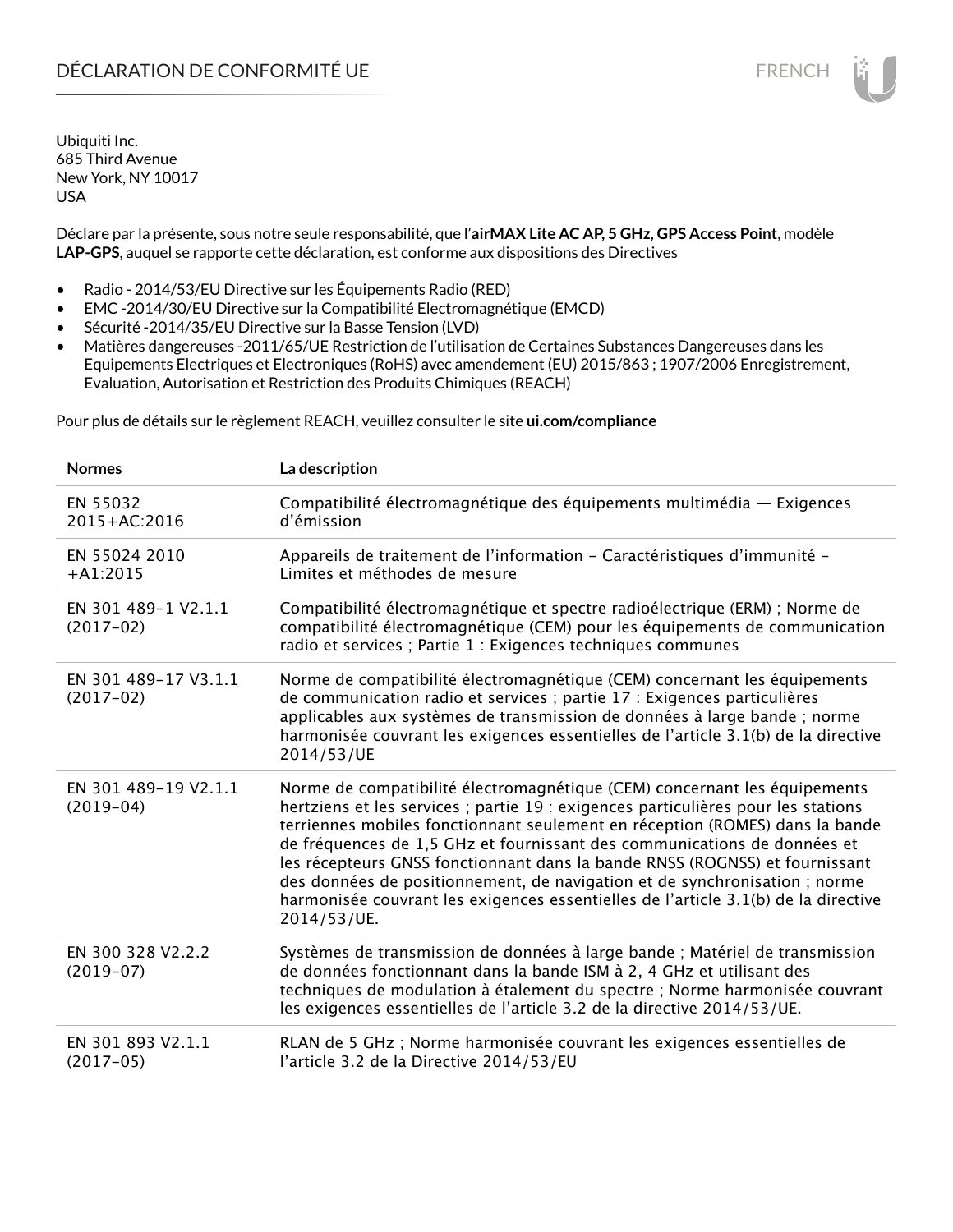# DÉCLARATION DE CONFORMITÉ UE

Ubiquiti Inc.
685 Third Avenue
New York, NY 10017
USA

Déclare par la présente, sous notre seule responsabilité, que l'**airMAX Lite AC AP, 5 GHz, GPS Access Point**, modèle **LAP-GPS**, auquel se rapporte cette déclaration, est conforme aux dispositions des Directives

- Radio - 2014/53/EU Directive sur les Équipements Radio (RED)
- EMC -2014/30/EU Directive sur la Compatibilité Electromagnétique (EMCD)
- Sécurité -2014/35/EU Directive sur la Basse Tension (LVD)
- Matières dangereuses -2011/65/UE Restriction de l'utilisation de Certaines Substances Dangereuses dans les Equipements Electriques et Electroniques (RoHS) avec amendement (EU) 2015/863 ; 1907/2006 Enregistrement, Evaluation, Autorisation et Restriction des Produits Chimiques (REACH)

Pour plus de détails sur le règlement REACH, veuillez consulter le site **ui.com/compliance**

| Normes | La description |
|---|---|
| EN 55032 2015+AC:2016 | Compatibilité électromagnétique des équipements multimédia — Exigences d'émission |
| EN 55024 2010 +A1:2015 | Appareils de traitement de l'information – Caractéristiques d'immunité – Limites et méthodes de mesure |
| EN 301 489-1 V2.1.1 (2017-02) | Compatibilité électromagnétique et spectre radioélectrique (ERM) ; Norme de compatibilité électromagnétique (CEM) pour les équipements de communication radio et services ; Partie 1 : Exigences techniques communes |
| EN 301 489-17 V3.1.1 (2017-02) | Norme de compatibilité électromagnétique (CEM) concernant les équipements de communication radio et services ; partie 17 : Exigences particulières applicables aux systèmes de transmission de données à large bande ; norme harmonisée couvrant les exigences essentielles de l'article 3.1(b) de la directive 2014/53/UE |
| EN 301 489-19 V2.1.1 (2019-04) | Norme de compatibilité électromagnétique (CEM) concernant les équipements hertziens et les services ; partie 19 : exigences particulières pour les stations terriennes mobiles fonctionnant seulement en réception (ROMES) dans la bande de fréquences de 1,5 GHz et fournissant des communications de données et les récepteurs GNSS fonctionnant dans la bande RNSS (ROGNSS) et fournissant des données de positionnement, de navigation et de synchronisation ; norme harmonisée couvrant les exigences essentielles de l'article 3.1(b) de la directive 2014/53/UE. |
| EN 300 328 V2.2.2 (2019-07) | Systèmes de transmission de données à large bande ; Matériel de transmission de données fonctionnant dans la bande ISM à 2, 4 GHz et utilisant des techniques de modulation à étalement du spectre ; Norme harmonisée couvrant les exigences essentielles de l'article 3.2 de la directive 2014/53/UE. |
| EN 301 893 V2.1.1 (2017-05) | RLAN de 5 GHz ; Norme harmonisée couvrant les exigences essentielles de l'article 3.2 de la Directive 2014/53/EU |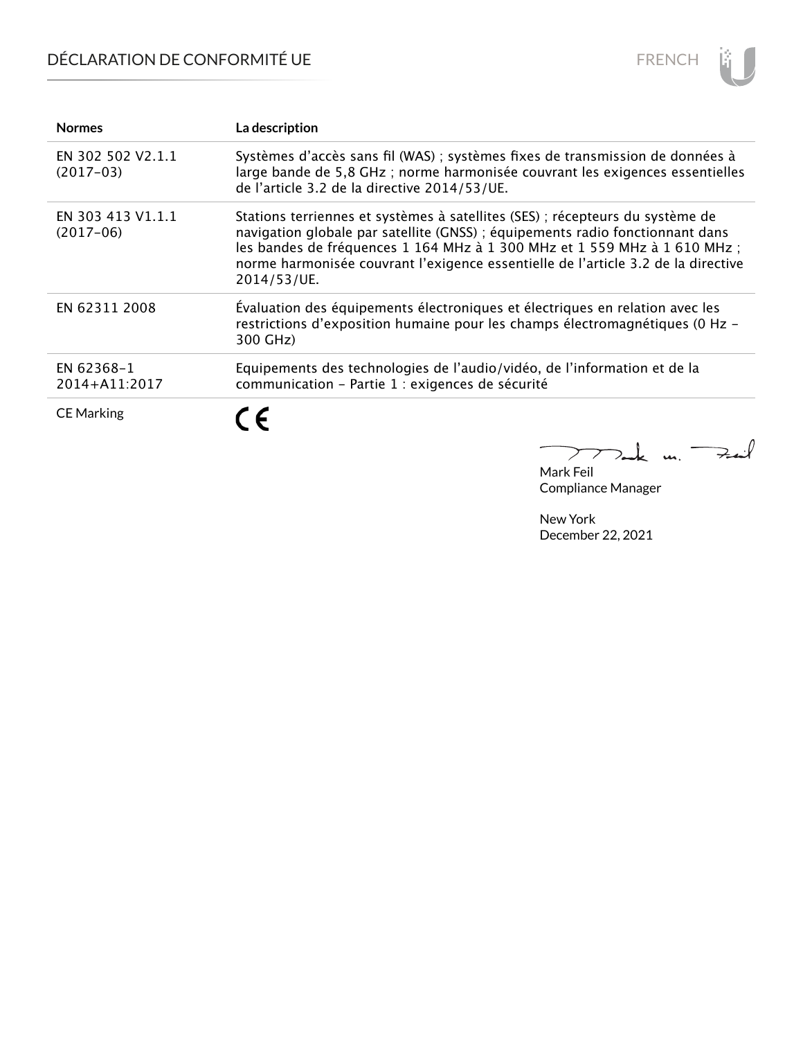| Normes | La description |
|---|---|
| EN 302 502 V2.1.1 (2017-03) | Systèmes d’accès sans fil (WAS) ; systèmes fixes de transmission de données à large bande de 5,8 GHz ; norme harmonisée couvrant les exigences essentielles de l’article 3.2 de la directive 2014/53/UE. |
| EN 303 413 V1.1.1 (2017-06) | Stations terriennes et systèmes à satellites (SES) ; récepteurs du système de navigation globale par satellite (GNSS) ; équipements radio fonctionnant dans les bandes de fréquences 1 164 MHz à 1 300 MHz et 1 559 MHz à 1 610 MHz ; norme harmonisée couvrant l’exigence essentielle de l’article 3.2 de la directive 2014/53/UE. |
| EN 62311 2008 | Évaluation des équipements électroniques et électriques en relation avec les restrictions d’exposition humaine pour les champs électromagnétiques (0 Hz - 300 GHz) |
| EN 62368-1 2014+A11:2017 | Equipements des technologies de l’audio/vidéo, de l’information et de la communication - Partie 1 : exigences de sécurité |
| CE Marking | CE |

Mark Feil
Compliance Manager

New York
December 22, 2021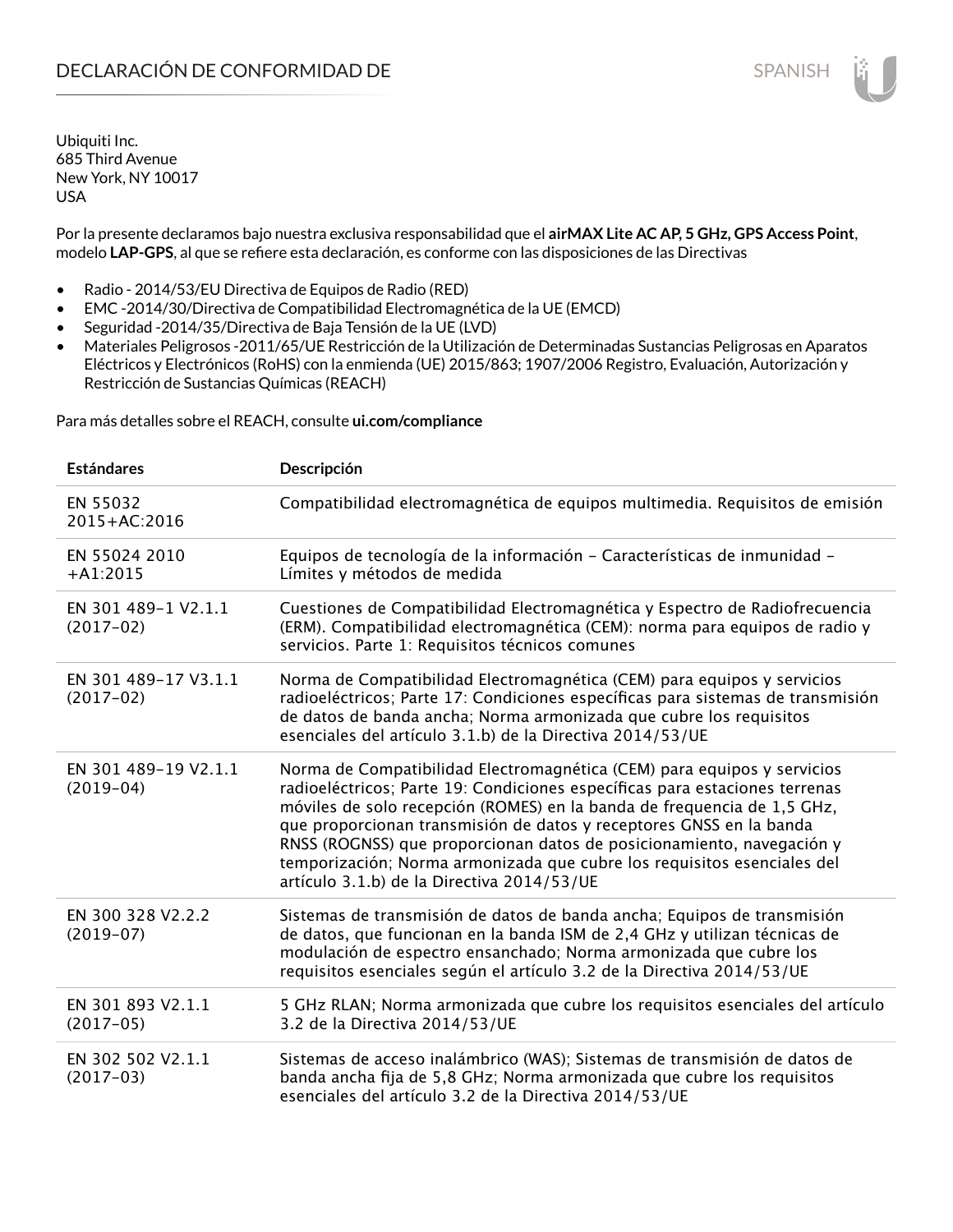# DECLARACIÓN DE CONFORMIDAD DE

SPANISH

Ubiquiti Inc.
685 Third Avenue
New York, NY 10017
USA

Por la presente declaramos bajo nuestra exclusiva responsabilidad que el **airMAX Lite AC AP, 5 GHz, GPS Access Point**, modelo **LAP-GPS**, al que se refiere esta declaración, es conforme con las disposiciones de las Directivas

- Radio - 2014/53/EU Directiva de Equipos de Radio (RED)
- EMC -2014/30/Directiva de Compatibilidad Electromagnética de la UE (EMCD)
- Seguridad -2014/35/Directiva de Baja Tensión de la UE (LVD)
- Materiales Peligrosos -2011/65/UE Restricción de la Utilización de Determinadas Sustancias Peligrosas en Aparatos Eléctricos y Electrónicos (RoHS) con la enmienda (UE) 2015/863; 1907/2006 Registro, Evaluación, Autorización y Restricción de Sustancias Químicas (REACH)

Para más detalles sobre el REACH, consulte **ui.com/compliance**

| Estándares | Descripción |
|---|---|
| EN 55032 2015+AC:2016 | Compatibilidad electromagnética de equipos multimedia. Requisitos de emisión |
| EN 55024 2010 +A1:2015 | Equipos de tecnología de la información – Características de inmunidad – Límites y métodos de medida |
| EN 301 489-1 V2.1.1 (2017-02) | Cuestiones de Compatibilidad Electromagnética y Espectro de Radiofrecuencia (ERM). Compatibilidad electromagnética (CEM): norma para equipos de radio y servicios. Parte 1: Requisitos técnicos comunes |
| EN 301 489-17 V3.1.1 (2017-02) | Norma de Compatibilidad Electromagnética (CEM) para equipos y servicios radioeléctricos; Parte 17: Condiciones específicas para sistemas de transmisión de datos de banda ancha; Norma armonizada que cubre los requisitos esenciales del artículo 3.1.b) de la Directiva 2014/53/UE |
| EN 301 489-19 V2.1.1 (2019-04) | Norma de Compatibilidad Electromagnética (CEM) para equipos y servicios radioeléctricos; Parte 19: Condiciones específicas para estaciones terrenas móviles de solo recepción (ROMES) en la banda de frequencia de 1,5 GHz, que proporcionan transmisión de datos y receptores GNSS en la banda RNSS (ROGNSS) que proporcionan datos de posicionamiento, navegación y temporización; Norma armonizada que cubre los requisitos esenciales del artículo 3.1.b) de la Directiva 2014/53/UE |
| EN 300 328 V2.2.2 (2019-07) | Sistemas de transmisión de datos de banda ancha; Equipos de transmisión de datos, que funcionan en la banda ISM de 2,4 GHz y utilizan técnicas de modulación de espectro ensanchado; Norma armonizada que cubre los requisitos esenciales según el artículo 3.2 de la Directiva 2014/53/UE |
| EN 301 893 V2.1.1 (2017-05) | 5 GHz RLAN; Norma armonizada que cubre los requisitos esenciales del artículo 3.2 de la Directiva 2014/53/UE |
| EN 302 502 V2.1.1 (2017-03) | Sistemas de acceso inalámbrico (WAS); Sistemas de transmisión de datos de banda ancha fija de 5,8 GHz; Norma armonizada que cubre los requisitos esenciales del artículo 3.2 de la Directiva 2014/53/UE |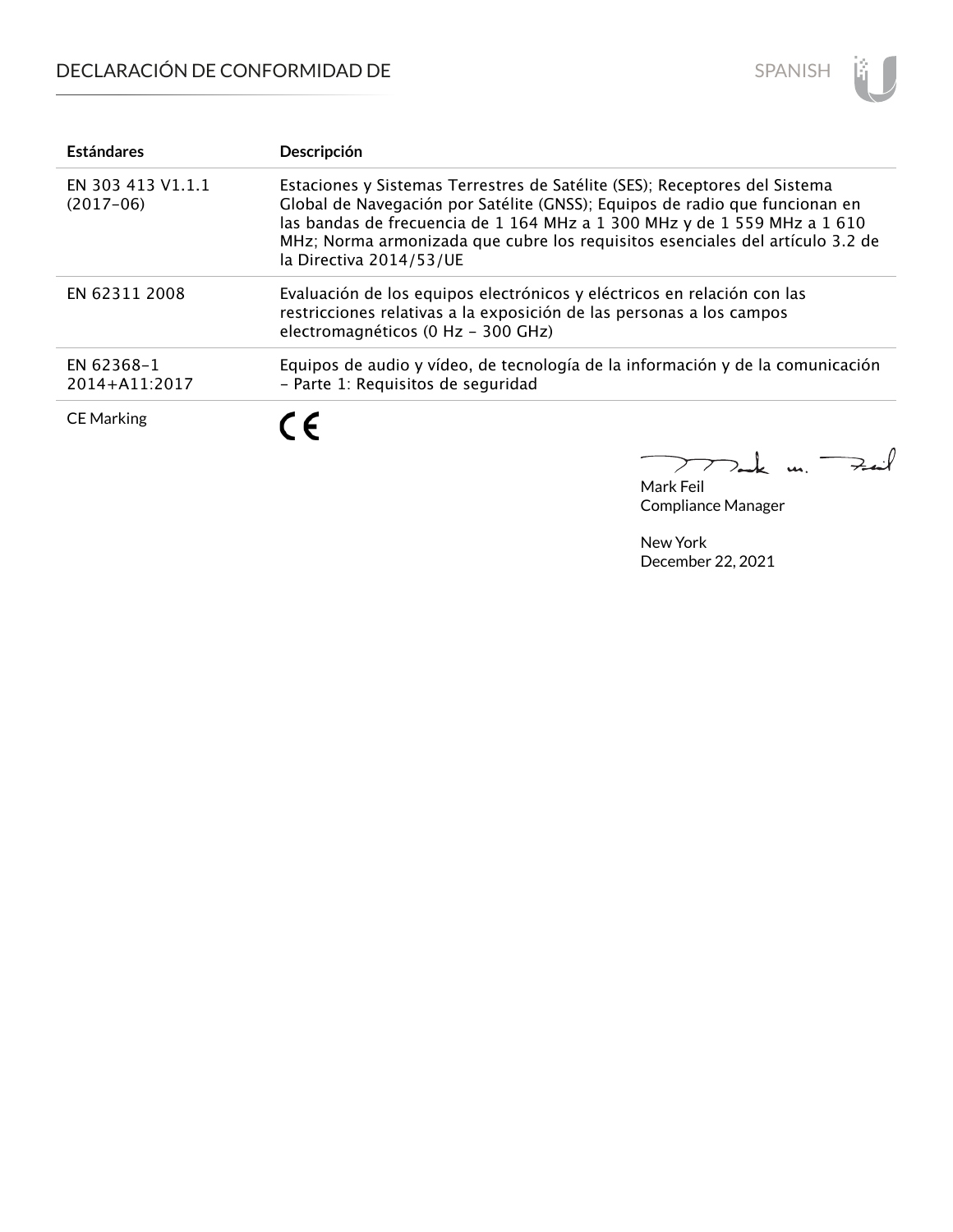# DECLARACIÓN DE CONFORMIDAD DE

| Estándares | Descripción |
| --- | --- |
| EN 303 413 V1.1.1 (2017-06) | Estaciones y Sistemas Terrestres de Satélite (SES); Receptores del Sistema Global de Navegación por Satélite (GNSS); Equipos de radio que funcionan en las bandas de frecuencia de 1 164 MHz a 1 300 MHz y de 1 559 MHz a 1 610 MHz; Norma armonizada que cubre los requisitos esenciales del artículo 3.2 de la Directiva 2014/53/UE |
| EN 62311 2008 | Evaluación de los equipos electrónicos y eléctricos en relación con las restricciones relativas a la exposición de las personas a los campos electromagnéticos (0 Hz - 300 GHz) |
| EN 62368-1 2014+A11:2017 | Equipos de audio y vídeo, de tecnología de la información y de la comunicación - Parte 1: Requisitos de seguridad |
| CE Marking | CE |

Mark Feil
Compliance Manager

New York
December 22, 2021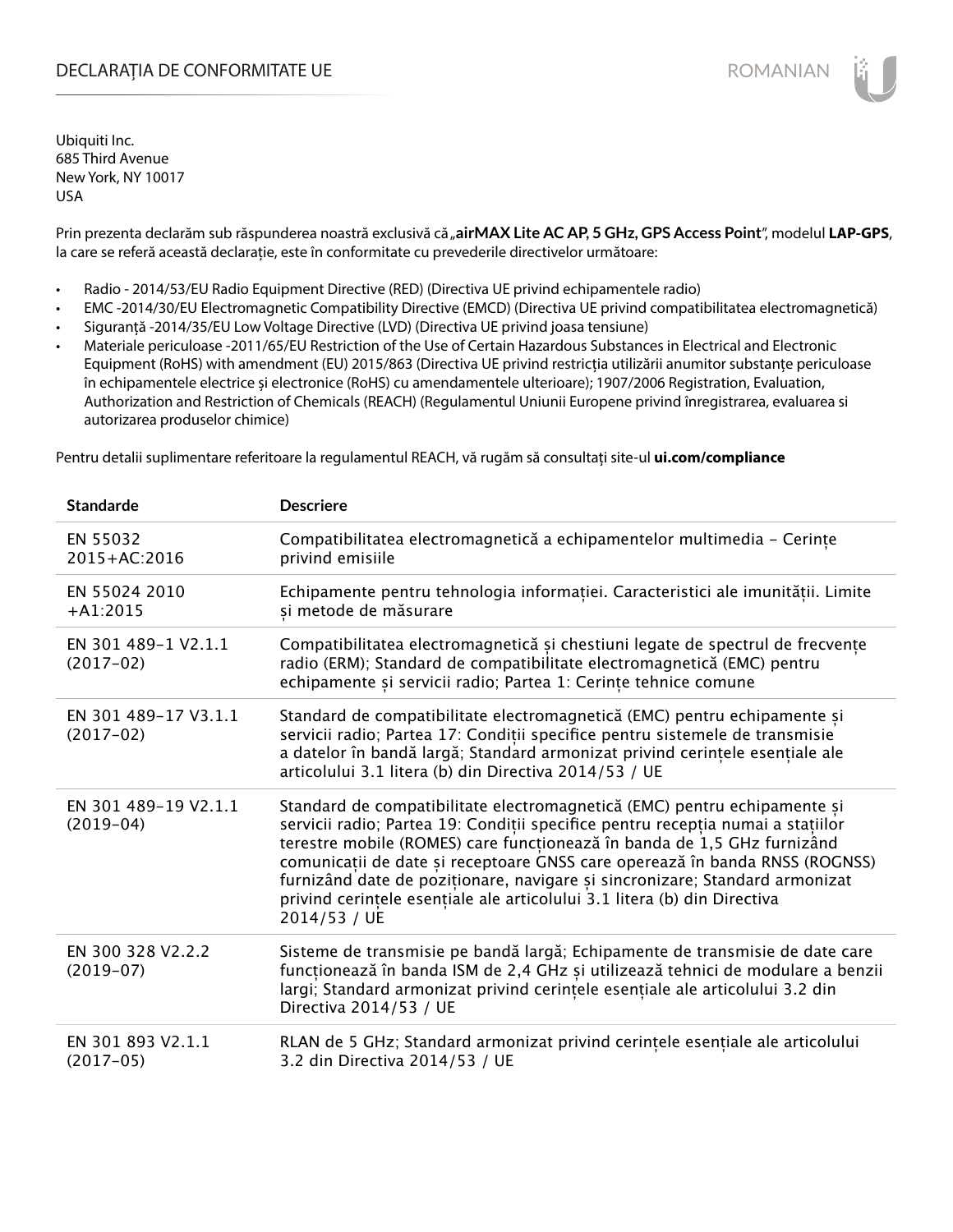# DECLARAȚIA DE CONFORMITATE UE

Ubiquiti Inc.
685 Third Avenue
New York, NY 10017
USA

Prin prezenta declarăm sub răspunderea noastră exclusivă că „**airMAX Lite AC AP, 5 GHz, GPS Access Point**", modelul **LAP-GPS**, la care se referă această declarație, este în conformitate cu prevederile directivelor următoare:

- Radio - 2014/53/EU Radio Equipment Directive (RED) (Directiva UE privind echipamentele radio)
- EMC -2014/30/EU Electromagnetic Compatibility Directive (EMCD) (Directiva UE privind compatibilitatea electromagnetică)
- Siguranță -2014/35/EU Low Voltage Directive (LVD) (Directiva UE privind joasa tensiune)
- Materiale periculoase -2011/65/EU Restriction of the Use of Certain Hazardous Substances in Electrical and Electronic Equipment (RoHS) with amendment (EU) 2015/863 (Directiva UE privind restricția utilizării anumitor substanțe periculoase în echipamentele electrice și electronice (RoHS) cu amendamentele ulterioare); 1907/2006 Registration, Evaluation, Authorization and Restriction of Chemicals (REACH) (Regulamentul Uniunii Europene privind înregistrarea, evaluarea si autorizarea produselor chimice)

Pentru detalii suplimentare referitoare la regulamentul REACH, vă rugăm să consultați site-ul **ui.com/compliance**

| Standarde | Descriere |
|---|---|
| EN 55032 2015+AC:2016 | Compatibilitatea electromagnetică a echipamentelor multimedia – Cerințe privind emisiile |
| EN 55024 2010 +A1:2015 | Echipamente pentru tehnologia informației. Caracteristici ale imunității. Limite și metode de măsurare |
| EN 301 489-1 V2.1.1 (2017-02) | Compatibilitatea electromagnetică și chestiuni legate de spectrul de frecvențe radio (ERM); Standard de compatibilitate electromagnetică (EMC) pentru echipamente și servicii radio; Partea 1: Cerințe tehnice comune |
| EN 301 489-17 V3.1.1 (2017-02) | Standard de compatibilitate electromagnetică (EMC) pentru echipamente și servicii radio; Partea 17: Condiții specifice pentru sistemele de transmisie a datelor în bandă largă; Standard armonizat privind cerințele esențiale ale articolului 3.1 litera (b) din Directiva 2014/53 / UE |
| EN 301 489-19 V2.1.1 (2019-04) | Standard de compatibilitate electromagnetică (EMC) pentru echipamente și servicii radio; Partea 19: Condiții specifice pentru recepția numai a stațiilor terestre mobile (ROMES) care funcționează în banda de 1,5 GHz furnizând comunicații de date și receptoare GNSS care operează în banda RNSS (ROGNSS) furnizând date de poziționare, navigare și sincronizare; Standard armonizat privind cerințele esențiale ale articolului 3.1 litera (b) din Directiva 2014/53 / UE |
| EN 300 328 V2.2.2 (2019-07) | Sisteme de transmisie pe bandă largă; Echipamente de transmisie de date care funcționează în banda ISM de 2,4 GHz și utilizează tehnici de modulare a benzii largi; Standard armonizat privind cerințele esențiale ale articolului 3.2 din Directiva 2014/53 / UE |
| EN 301 893 V2.1.1 (2017-05) | RLAN de 5 GHz; Standard armonizat privind cerințele esențiale ale articolului 3.2 din Directiva 2014/53 / UE |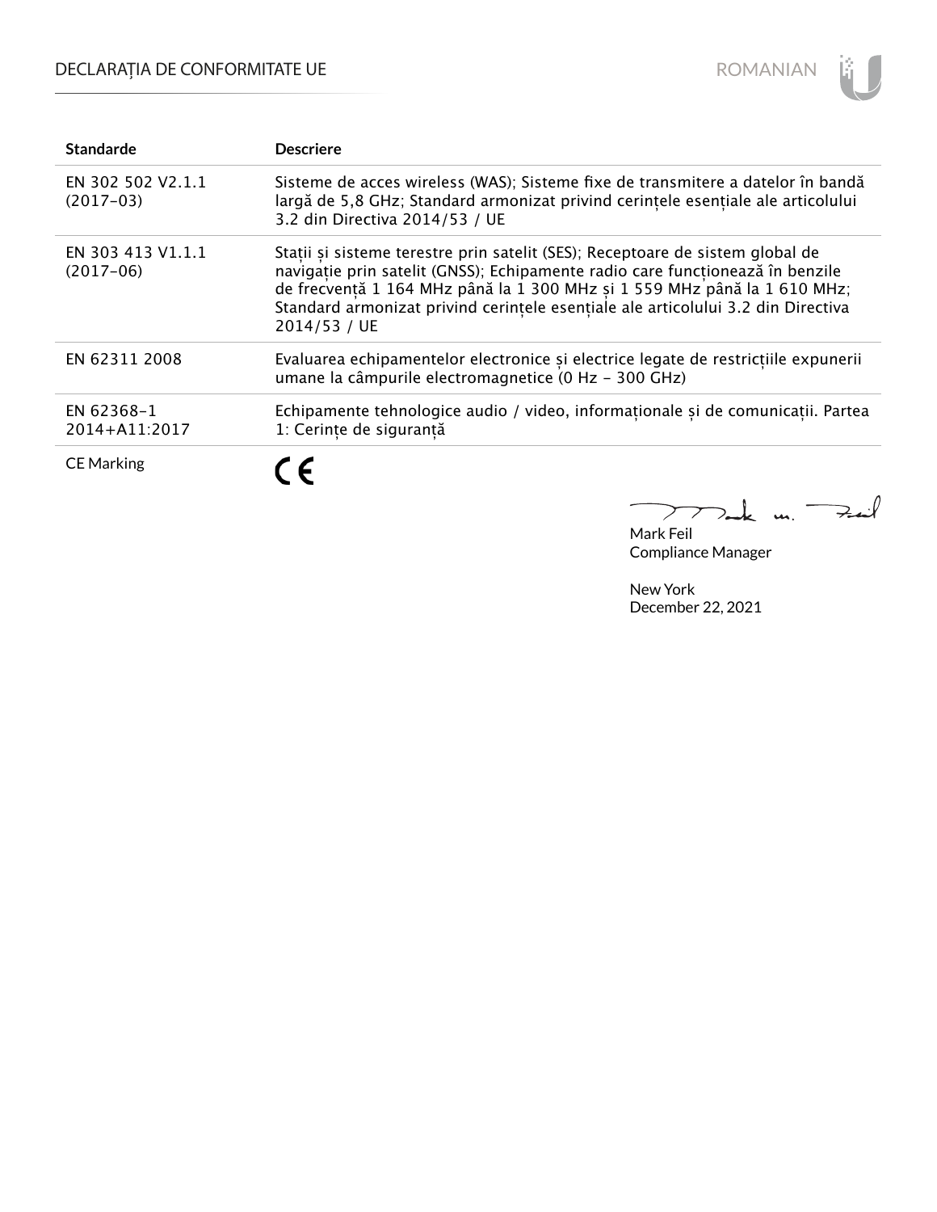| Standarde | Descriere |
|---|---|
| EN 302 502 V2.1.1 (2017-03) | Sisteme de acces wireless (WAS); Sisteme fixe de transmitere a datelor în bandă largă de 5,8 GHz; Standard armonizat privind cerințele esențiale ale articolului 3.2 din Directiva 2014/53 / UE |
| EN 303 413 V1.1.1 (2017-06) | Stații și sisteme terestre prin satelit (SES); Receptoare de sistem global de navigație prin satelit (GNSS); Echipamente radio care funcționează în benzile de frecvență 1 164 MHz până la 1 300 MHz și 1 559 MHz până la 1 610 MHz; Standard armonizat privind cerințele esențiale ale articolului 3.2 din Directiva 2014/53 / UE |
| EN 62311 2008 | Evaluarea echipamentelor electronice și electrice legate de restricțiile expunerii umane la câmpurile electromagnetice (0 Hz - 300 GHz) |
| EN 62368-1 2014+A11:2017 | Echipamente tehnologice audio / video, informaționale și de comunicații. Partea 1: Cerințe de siguranță |
| CE Marking | CE |

Mark Feil
Compliance Manager

New York
December 22, 2021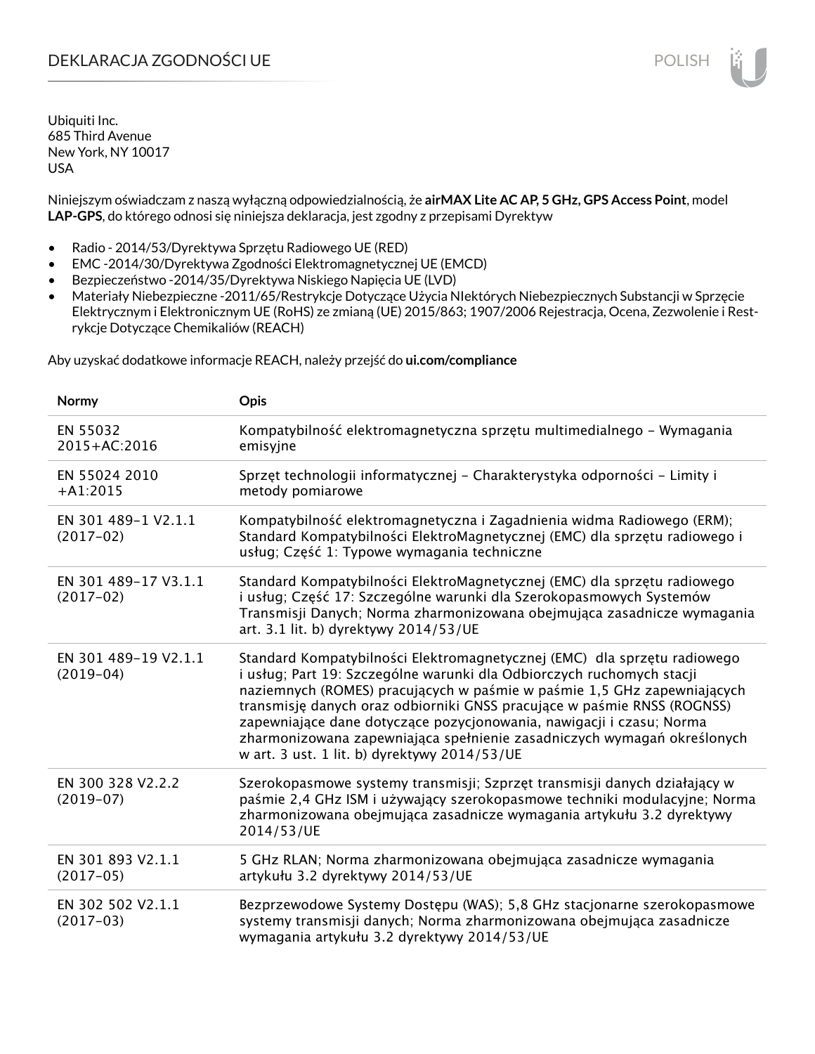# DEKLARACJA ZGODNOŚCI UE

Ubiquiti Inc.
685 Third Avenue
New York, NY 10017
USA

Niniejszym oświadczam z naszą wyłączną odpowiedzialnością, że **airMAX Lite AC AP, 5 GHz, GPS Access Point**, model **LAP-GPS**, do którego odnosi się niniejsza deklaracja, jest zgodny z przepisami Dyrektyw

- Radio - 2014/53/Dyrektywa Sprzętu Radiowego UE (RED)
- EMC -2014/30/Dyrektywa Zgodności Elektromagnetycznej UE (EMCD)
- Bezpieczeństwo -2014/35/Dyrektywa Niskiego Napięcia UE (LVD)
- Materiały Niebezpieczne -2011/65/Restrykcje Dotyczące Użycia NIektórych Niebezpiecznych Substancji w Sprzęcie Elektrycznym i Elektronicznym UE (RoHS) ze zmianą (UE) 2015/863; 1907/2006 Rejestracja, Ocena, Zezwolenie i Restrykcje Dotyczące Chemikaliów (REACH)

Aby uzyskać dodatkowe informacje REACH, należy przejść do **ui.com/compliance**

| Normy | Opis |
|---|---|
| EN 55032 2015+AC:2016 | Kompatybilność elektromagnetyczna sprzętu multimedialnego – Wymagania emisyjne |
| EN 55024 2010 +A1:2015 | Sprzęt technologii informatycznej – Charakterystyka odporności – Limity i metody pomiarowe |
| EN 301 489-1 V2.1.1 (2017-02) | Kompatybilność elektromagnetyczna i Zagadnienia widma Radiowego (ERM); Standard Kompatybilności ElektroMagnetycznej (EMC) dla sprzętu radiowego i usług; Część 1: Typowe wymagania techniczne |
| EN 301 489-17 V3.1.1 (2017-02) | Standard Kompatybilności ElektroMagnetycznej (EMC) dla sprzętu radiowego i usług; Część 17: Szczególne warunki dla Szerokopasmowych Systemów Transmisji Danych; Norma zharmonizowana obejmująca zasadnicze wymagania art. 3.1 lit. b) dyrektywy 2014/53/UE |
| EN 301 489-19 V2.1.1 (2019-04) | Standard Kompatybilności Elektromagnetycznej (EMC) dla sprzętu radiowego i usług; Part 19: Szczególne warunki dla Odbiorczych ruchomych stacji naziemnych (ROMES) pracujących w paśmie w paśmie 1,5 GHz zapewniających transmisję danych oraz odbiorniki GNSS pracujące w paśmie RNSS (ROGNSS) zapewniające dane dotyczące pozycjonowania, nawigacji i czasu; Norma zharmonizowana zapewniająca spełnienie zasadniczych wymagań określonych w art. 3 ust. 1 lit. b) dyrektywy 2014/53/UE |
| EN 300 328 V2.2.2 (2019-07) | Szerokopasmowe systemy transmisji; Szprzęt transmisji danych działający w paśmie 2,4 GHz ISM i używający szerokopasmowe techniki modulacyjne; Norma zharmonizowana obejmująca zasadnicze wymagania artykułu 3.2 dyrektywy 2014/53/UE |
| EN 301 893 V2.1.1 (2017-05) | 5 GHz RLAN; Norma zharmonizowana obejmująca zasadnicze wymagania artykułu 3.2 dyrektywy 2014/53/UE |
| EN 302 502 V2.1.1 (2017-03) | Bezprzewodowe Systemy Dostępu (WAS); 5,8 GHz stacjonarne szerokopasmowe systemy transmisji danych; Norma zharmonizowana obejmująca zasadnicze wymagania artykułu 3.2 dyrektywy 2014/53/UE |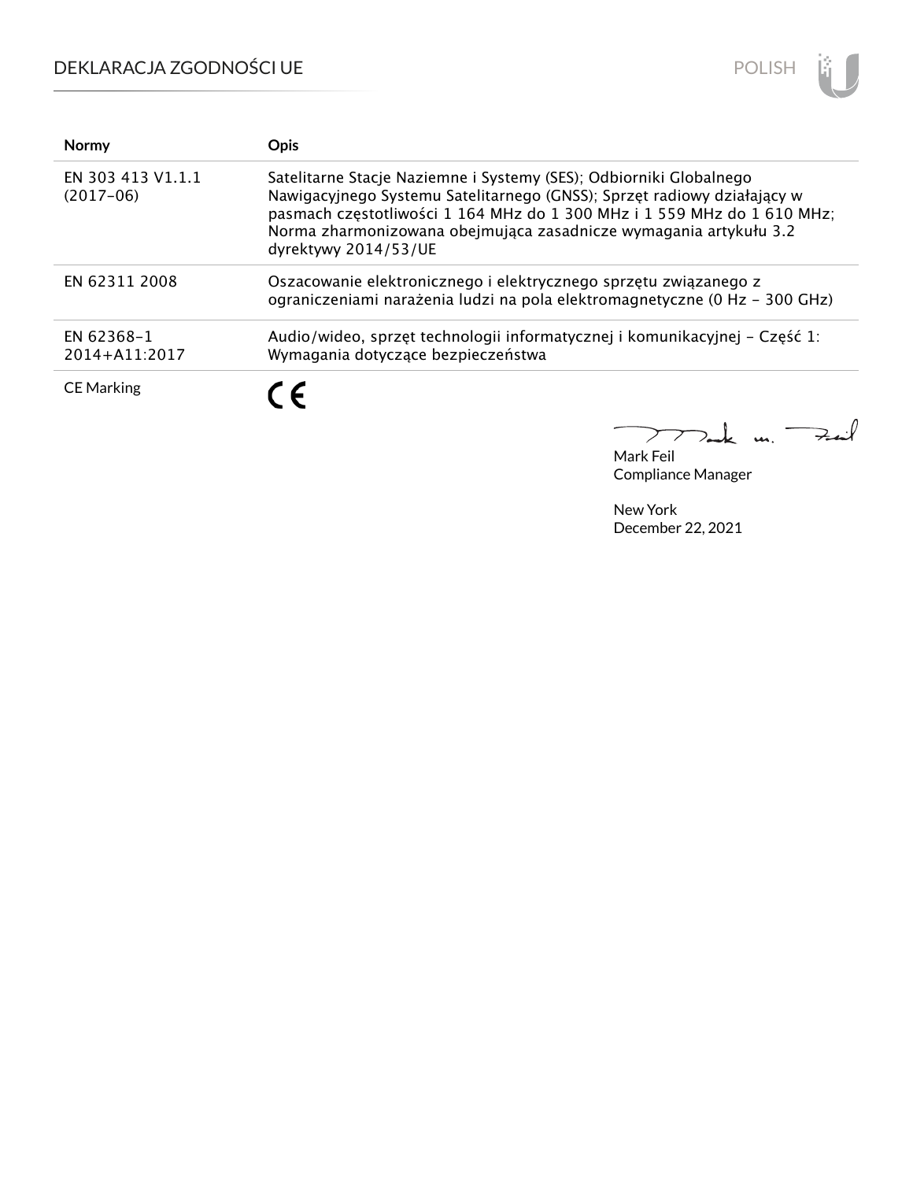# DEKLARACJA ZGODNOŚCI UE

| Normy | Opis |
| --- | --- |
| EN 303 413 V1.1.1 (2017-06) | Satelitarne Stacje Naziemne i Systemy (SES); Odbiorniki Globalnego Nawigacyjnego Systemu Satelitarnego (GNSS); Sprzęt radiowy działający w pasmach częstotliwości 1 164 MHz do 1 300 MHz i 1 559 MHz do 1 610 MHz; Norma zharmonizowana obejmująca zasadnicze wymagania artykułu 3.2 dyrektywy 2014/53/UE |
| EN 62311 2008 | Oszacowanie elektronicznego i elektrycznego sprzętu związanego z ograniczeniami narażenia ludzi na pola elektromagnetyczne (0 Hz - 300 GHz) |
| EN 62368-1 2014+A11:2017 | Audio/wideo, sprzęt technologii informatycznej i komunikacyjnej - Część 1: Wymagania dotyczące bezpieczeństwa |
| CE Marking | CE |

Mark Feil
Compliance Manager

New York
December 22, 2021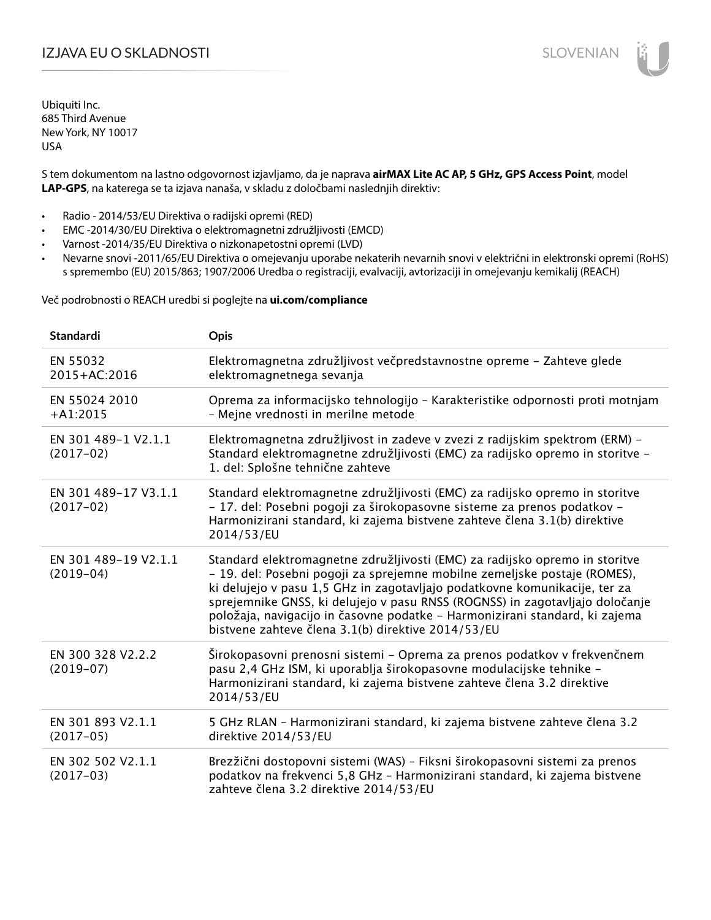# IZJAVA EU O SKLADNOSTI

SLOVENIAN

Ubiquiti Inc.
685 Third Avenue
New York, NY 10017
USA

S tem dokumentom na lastno odgovornost izjavljamo, da je naprava **airMAX Lite AC AP, 5 GHz, GPS Access Point**, model **LAP-GPS**, na katerega se ta izjava nanaša, v skladu z določbami naslednjih direktiv:

- Radio - 2014/53/EU Direktiva o radijski opremi (RED)
- EMC -2014/30/EU Direktiva o elektromagnetni združljivosti (EMCD)
- Varnost -2014/35/EU Direktiva o nizkonapetostni opremi (LVD)
- Nevarne snovi -2011/65/EU Direktiva o omejevanju uporabe nekaterih nevarnih snovi v električni in elektronski opremi (RoHS) s spremembo (EU) 2015/863; 1907/2006 Uredba o registraciji, evalvaciji, avtorizaciji in omejevanju kemikalij (REACH)

Več podrobnosti o REACH uredbi si poglejte na **ui.com/compliance**

| Standardi | Opis |
| --- | --- |
| EN 55032 2015+AC:2016 | Elektromagnetna združljivost večpredstavnostne opreme – Zahteve glede elektromagnetnega sevanja |
| EN 55024 2010 +A1:2015 | Oprema za informacijsko tehnologijo – Karakteristike odpornosti proti motnjam – Mejne vrednosti in merilne metode |
| EN 301 489-1 V2.1.1 (2017-02) | Elektromagnetna združljivost in zadeve v zvezi z radijskim spektrom (ERM) – Standard elektromagnetne združljivosti (EMC) za radijsko opremo in storitve – 1. del: Splošne tehnične zahteve |
| EN 301 489-17 V3.1.1 (2017-02) | Standard elektromagnetne združljivosti (EMC) za radijsko opremo in storitve – 17. del: Posebni pogoji za širokopasovne sisteme za prenos podatkov – Harmonizirani standard, ki zajema bistvene zahteve člena 3.1(b) direktive 2014/53/EU |
| EN 301 489-19 V2.1.1 (2019-04) | Standard elektromagnetne združljivosti (EMC) za radijsko opremo in storitve – 19. del: Posebni pogoji za sprejemne mobilne zemeljske postaje (ROMES), ki delujejo v pasu 1,5 GHz in zagotavljajo podatkovne komunikacije, ter za sprejemnike GNSS, ki delujejo v pasu RNSS (ROGNSS) in zagotavljajo določanje položaja, navigacijo in časovne podatke – Harmonizirani standard, ki zajema bistvene zahteve člena 3.1(b) direktive 2014/53/EU |
| EN 300 328 V2.2.2 (2019-07) | Širokopasovni prenosni sistemi – Oprema za prenos podatkov v frekvenčnem pasu 2,4 GHz ISM, ki uporablja širokopasovne modulacijske tehnike – Harmonizirani standard, ki zajema bistvene zahteve člena 3.2 direktive 2014/53/EU |
| EN 301 893 V2.1.1 (2017-05) | 5 GHz RLAN – Harmonizirani standard, ki zajema bistvene zahteve člena 3.2 direktive 2014/53/EU |
| EN 302 502 V2.1.1 (2017-03) | Brezžični dostopovni sistemi (WAS) – Fiksni širokopasovni sistemi za prenos podatkov na frekvenci 5,8 GHz – Harmonizirani standard, ki zajema bistvene zahteve člena 3.2 direktive 2014/53/EU |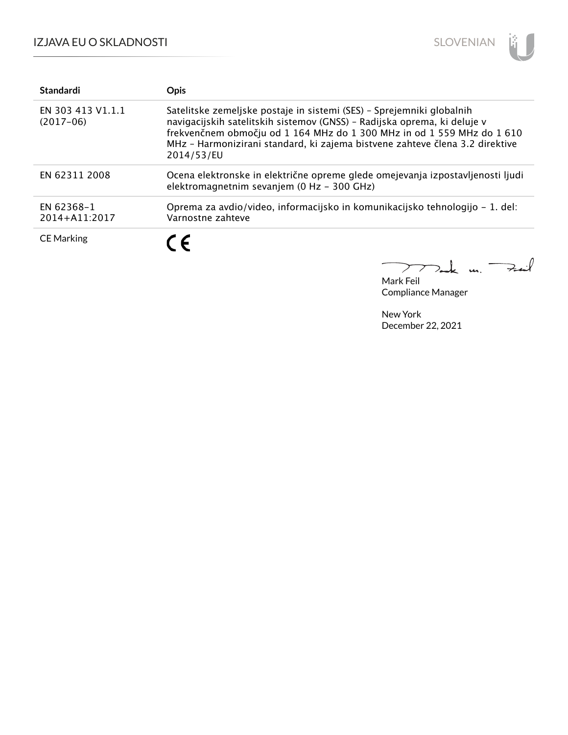| Standardi | Opis |
|---|---|
| EN 303 413 V1.1.1 (2017-06) | Satelitske zemeljske postaje in sistemi (SES) – Sprejemniki globalnih navigacijskih satelitskih sistemov (GNSS) – Radijska oprema, ki deluje v frekvenčnem območju od 1 164 MHz do 1 300 MHz in od 1 559 MHz do 1 610 MHz – Harmonizirani standard, ki zajema bistvene zahteve člena 3.2 direktive 2014/53/EU |
| EN 62311 2008 | Ocena elektronske in električne opreme glede omejevanja izpostavljenosti ljudi elektromagnetnim sevanjem (0 Hz – 300 GHz) |
| EN 62368-1 2014+A11:2017 | Oprema za avdio/video, informacijsko in komunikacijsko tehnologijo – 1. del: Varnostne zahteve |
| CE Marking | CE |

Mark Feil
Compliance Manager

New York
December 22, 2021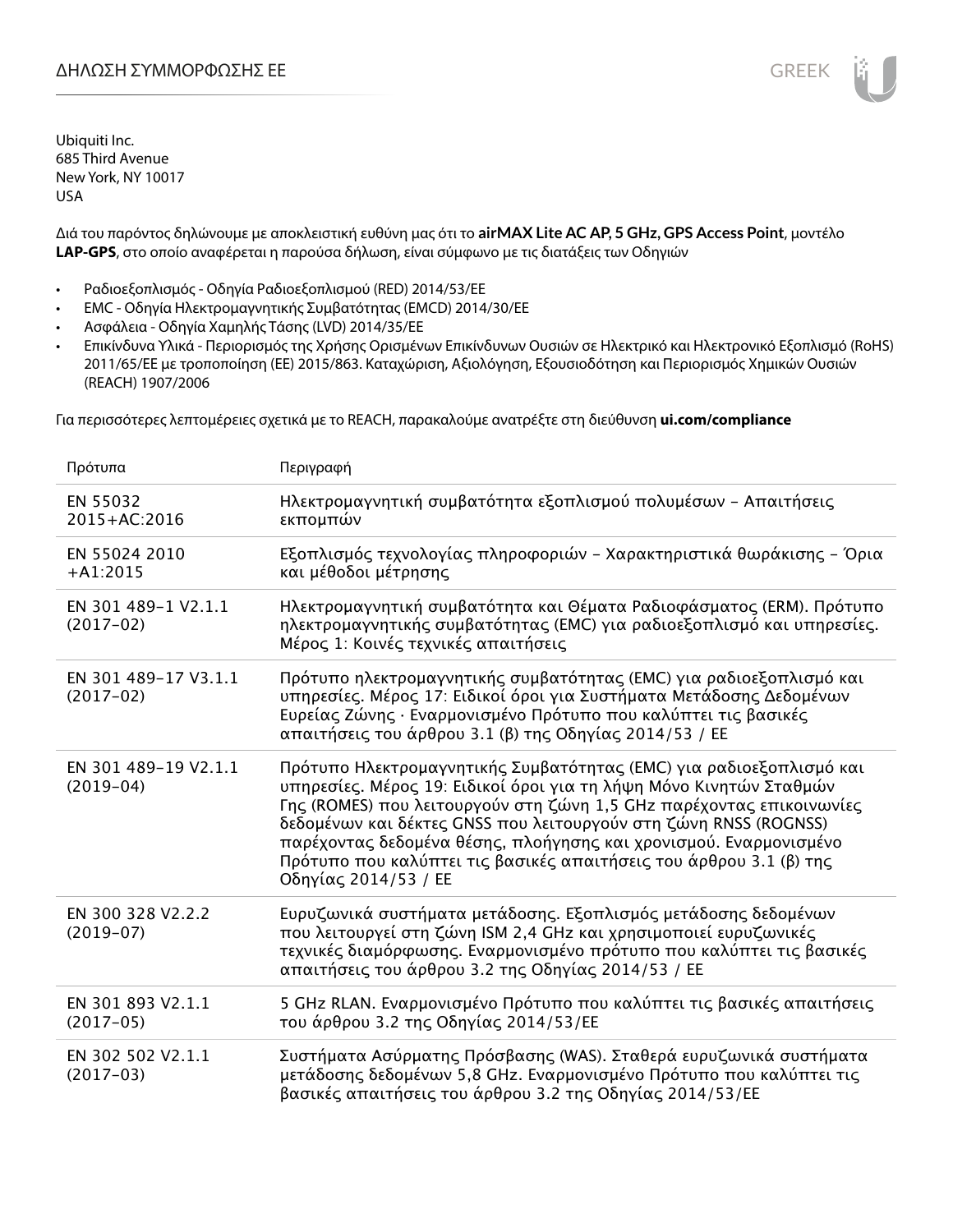# ΔΗΛΩΣΗ ΣΥΜΜΟΡΦΩΣΗΣ ΕΕ

Ubiquiti Inc.
685 Third Avenue
New York, NY 10017
USA

Διά του παρόντος δηλώνουμε με αποκλειστική ευθύνη μας ότι το **airMAX Lite AC AP, 5 GHz, GPS Access Point**, μοντέλο **LAP-GPS**, στο οποίο αναφέρεται η παρούσα δήλωση, είναι σύμφωνο με τις διατάξεις των Οδηγιών

- Ραδιοεξοπλισμός - Οδηγία Ραδιοεξοπλισμού (RED) 2014/53/ΕΕ
- EMC - Οδηγία Ηλεκτρομαγνητικής Συμβατότητας (EMCD) 2014/30/ΕΕ
- Ασφάλεια - Οδηγία Χαμηλής Τάσης (LVD) 2014/35/ΕΕ
- Επικίνδυνα Υλικά - Περιορισμός της Χρήσης Ορισμένων Επικίνδυνων Ουσιών σε Ηλεκτρικό και Ηλεκτρονικό Εξοπλισμό (RoHS) 2011/65/ΕΕ με τροποποίηση (ΕΕ) 2015/863. Καταχώριση, Αξιολόγηση, Εξουσιοδότηση και Περιορισμός Χημικών Ουσιών (REACH) 1907/2006

Για περισσότερες λεπτομέρειες σχετικά με το REACH, παρακαλούμε ανατρέξτε στη διεύθυνση **ui.com/compliance**

| Πρότυπα | Περιγραφή |
|---|---|
| EN 55032 2015+AC:2016 | Ηλεκτρομαγνητική συμβατότητα εξοπλισμού πολυμέσων – Απαιτήσεις εκπομπών |
| EN 55024 2010 +A1:2015 | Εξοπλισμός τεχνολογίας πληροφοριών – Χαρακτηριστικά θωράκισης – Όρια και μέθοδοι μέτρησης |
| EN 301 489-1 V2.1.1 (2017-02) | Ηλεκτρομαγνητική συμβατότητα και Θέματα Ραδιοφάσματος (ERM). Πρότυπο ηλεκτρομαγνητικής συμβατότητας (EMC) για ραδιοεξοπλισμό και υπηρεσίες. Μέρος 1: Κοινές τεχνικές απαιτήσεις |
| EN 301 489-17 V3.1.1 (2017-02) | Πρότυπο ηλεκτρομαγνητικής συμβατότητας (EMC) για ραδιοεξοπλισμό και υπηρεσίες. Μέρος 17: Ειδικοί όροι για Συστήματα Μετάδοσης Δεδομένων Ευρείας Ζώνης · Εναρμονισμένο Πρότυπο που καλύπτει τις βασικές απαιτήσεις του άρθρου 3.1 (β) της Οδηγίας 2014/53 / ΕΕ |
| EN 301 489-19 V2.1.1 (2019-04) | Πρότυπο Ηλεκτρομαγνητικής Συμβατότητας (EMC) για ραδιοεξοπλισμό και υπηρεσίες. Μέρος 19: Ειδικοί όροι για τη λήψη Μόνο Κινητών Σταθμών Γης (ROMES) που λειτουργούν στη ζώνη 1,5 GHz παρέχοντας επικοινωνίες δεδομένων και δέκτες GNSS που λειτουργούν στη ζώνη RNSS (ROGNSS) παρέχοντας δεδομένα θέσης, πλοήγησης και χρονισμού. Εναρμονισμένο Πρότυπο που καλύπτει τις βασικές απαιτήσεις του άρθρου 3.1 (β) της Οδηγίας 2014/53 / ΕΕ |
| EN 300 328 V2.2.2 (2019-07) | Ευρυζωνικά συστήματα μετάδοσης. Εξοπλισμός μετάδοσης δεδομένων που λειτουργεί στη ζώνη ISM 2,4 GHz και χρησιμοποιεί ευρυζωνικές τεχνικές διαμόρφωσης. Εναρμονισμένο πρότυπο που καλύπτει τις βασικές απαιτήσεις του άρθρου 3.2 της Οδηγίας 2014/53 / ΕΕ |
| EN 301 893 V2.1.1 (2017-05) | 5 GHz RLAN. Εναρμονισμένο Πρότυπο που καλύπτει τις βασικές απαιτήσεις του άρθρου 3.2 της Οδηγίας 2014/53/ΕΕ |
| EN 302 502 V2.1.1 (2017-03) | Συστήματα Ασύρματης Πρόσβασης (WAS). Σταθερά ευρυζωνικά συστήματα μετάδοσης δεδομένων 5,8 GHz. Εναρμονισμένο Πρότυπο που καλύπτει τις βασικές απαιτήσεις του άρθρου 3.2 της Οδηγίας 2014/53/ΕΕ |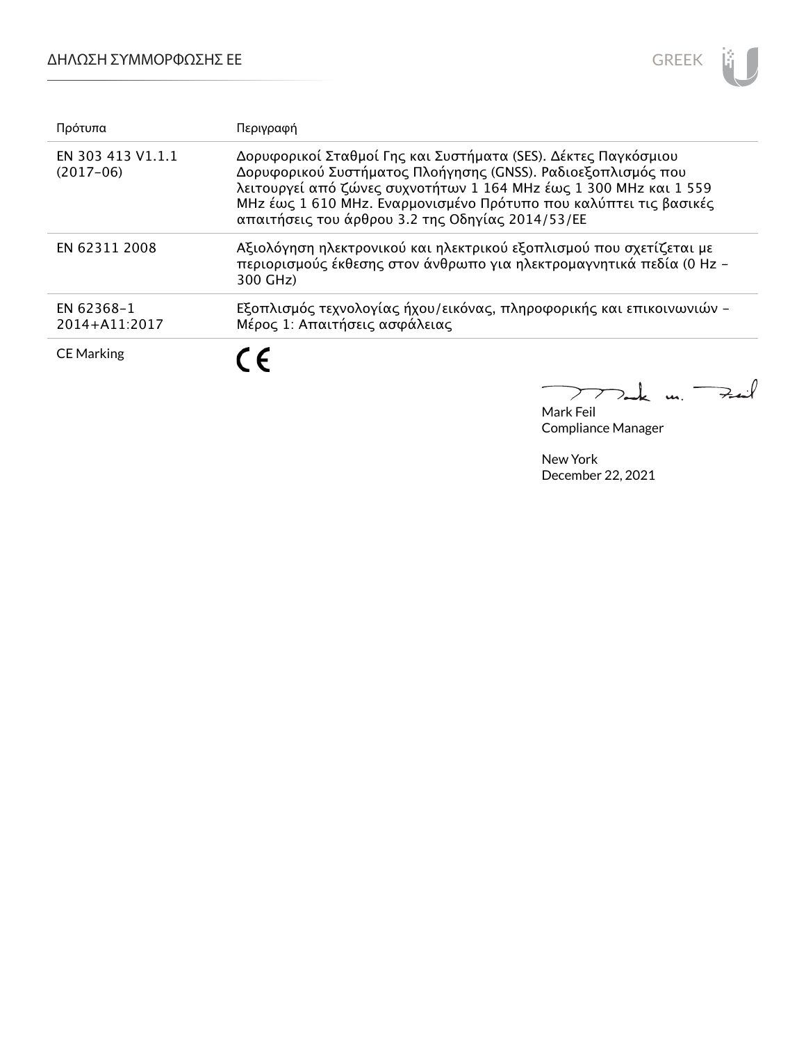| Πρότυπα | Περιγραφή |
|---|---|
| EN 303 413 V1.1.1 (2017-06) | Δορυφορικοί Σταθμοί Γης και Συστήματα (SES). Δέκτες Παγκόσμιου Δορυφορικού Συστήματος Πλοήγησης (GNSS). Ραδιοεξοπλισμός που λειτουργεί από ζώνες συχνοτήτων 1 164 MHz έως 1 300 MHz και 1 559 MHz έως 1 610 MHz. Εναρμονισμένο Πρότυπο που καλύπτει τις βασικές απαιτήσεις του άρθρου 3.2 της Οδηγίας 2014/53/ΕΕ |
| EN 62311 2008 | Αξιολόγηση ηλεκτρονικού και ηλεκτρικού εξοπλισμού που σχετίζεται με περιορισμούς έκθεσης στον άνθρωπο για ηλεκτρομαγνητικά πεδία (0 Hz - 300 GHz) |
| EN 62368-1 2014+A11:2017 | Εξοπλισμός τεχνολογίας ήχου/εικόνας, πληροφορικής και επικοινωνιών - Μέρος 1: Απαιτήσεις ασφάλειας |
| CE Marking | CE |

Mark Feil
Compliance Manager

New York
December 22, 2021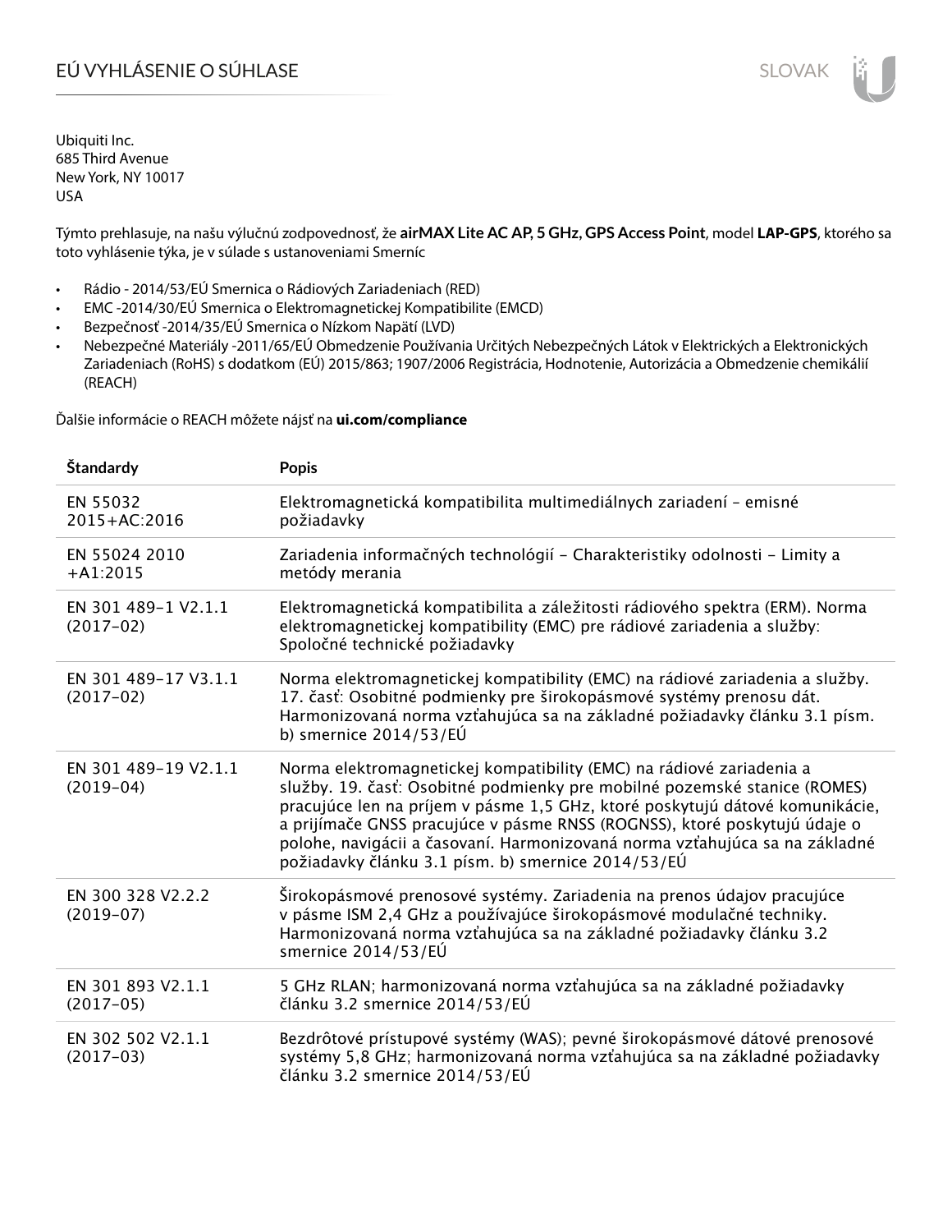# EÚ VYHLÁSENIE O SÚHLASE

Ubiquiti Inc.
685 Third Avenue
New York, NY 10017
USA

Týmto prehlasuje, na našu výlučnú zodpovednosť, že **airMAX Lite AC AP, 5 GHz, GPS Access Point**, model **LAP-GPS**, ktorého sa toto vyhlásenie týka, je v súlade s ustanoveniami Smerníc

- Rádio - 2014/53/EÚ Smernica o Rádiových Zariadeniach (RED)
- EMC -2014/30/EÚ Smernica o Elektromagnetickej Kompatibilite (EMCD)
- Bezpečnosť -2014/35/EÚ Smernica o Nízkom Napätí (LVD)
- Nebezpečné Materiály -2011/65/EÚ Obmedzenie Používania Určitých Nebezpečných Látok v Elektrických a Elektronických Zariadeniach (RoHS) s dodatkom (EÚ) 2015/863; 1907/2006 Registrácia, Hodnotenie, Autorizácia a Obmedzenie chemikálií (REACH)

Ďalšie informácie o REACH môžete nájsť na **ui.com/compliance**

| Štandardy | Popis |
|---|---|
| EN 55032 2015+AC:2016 | Elektromagnetická kompatibilita multimediálnych zariadení – emisné požiadavky |
| EN 55024 2010 +A1:2015 | Zariadenia informačných technológií – Charakteristiky odolnosti – Limity a metódy merania |
| EN 301 489-1 V2.1.1 (2017-02) | Elektromagnetická kompatibilita a záležitosti rádiového spektra (ERM). Norma elektromagnetickej kompatibility (EMC) pre rádiové zariadenia a služby: Spoločné technické požiadavky |
| EN 301 489-17 V3.1.1 (2017-02) | Norma elektromagnetickej kompatibility (EMC) na rádiové zariadenia a služby. 17. časť: Osobitné podmienky pre širokopásmové systémy prenosu dát. Harmonizovaná norma vzťahujúca sa na základné požiadavky článku 3.1 písm. b) smernice 2014/53/EÚ |
| EN 301 489-19 V2.1.1 (2019-04) | Norma elektromagnetickej kompatibility (EMC) na rádiové zariadenia a služby. 19. časť: Osobitné podmienky pre mobilné pozemské stanice (ROMES) pracujúce len na príjem v pásme 1,5 GHz, ktoré poskytujú dátové komunikácie, a prijímače GNSS pracujúce v pásme RNSS (ROGNSS), ktoré poskytujú údaje o polohe, navigácii a časovaní. Harmonizovaná norma vzťahujúca sa na základné požiadavky článku 3.1 písm. b) smernice 2014/53/EÚ |
| EN 300 328 V2.2.2 (2019-07) | Širokopásmové prenosové systémy. Zariadenia na prenos údajov pracujúce v pásme ISM 2,4 GHz a používajúce širokopásmové modulačné techniky. Harmonizovaná norma vzťahujúca sa na základné požiadavky článku 3.2 smernice 2014/53/EÚ |
| EN 301 893 V2.1.1 (2017-05) | 5 GHz RLAN; harmonizovaná norma vzťahujúca sa na základné požiadavky článku 3.2 smernice 2014/53/EÚ |
| EN 302 502 V2.1.1 (2017-03) | Bezdrôtové prístupové systémy (WAS); pevné širokopásmové dátové prenosové systémy 5,8 GHz; harmonizovaná norma vzťahujúca sa na základné požiadavky článku 3.2 smernice 2014/53/EÚ |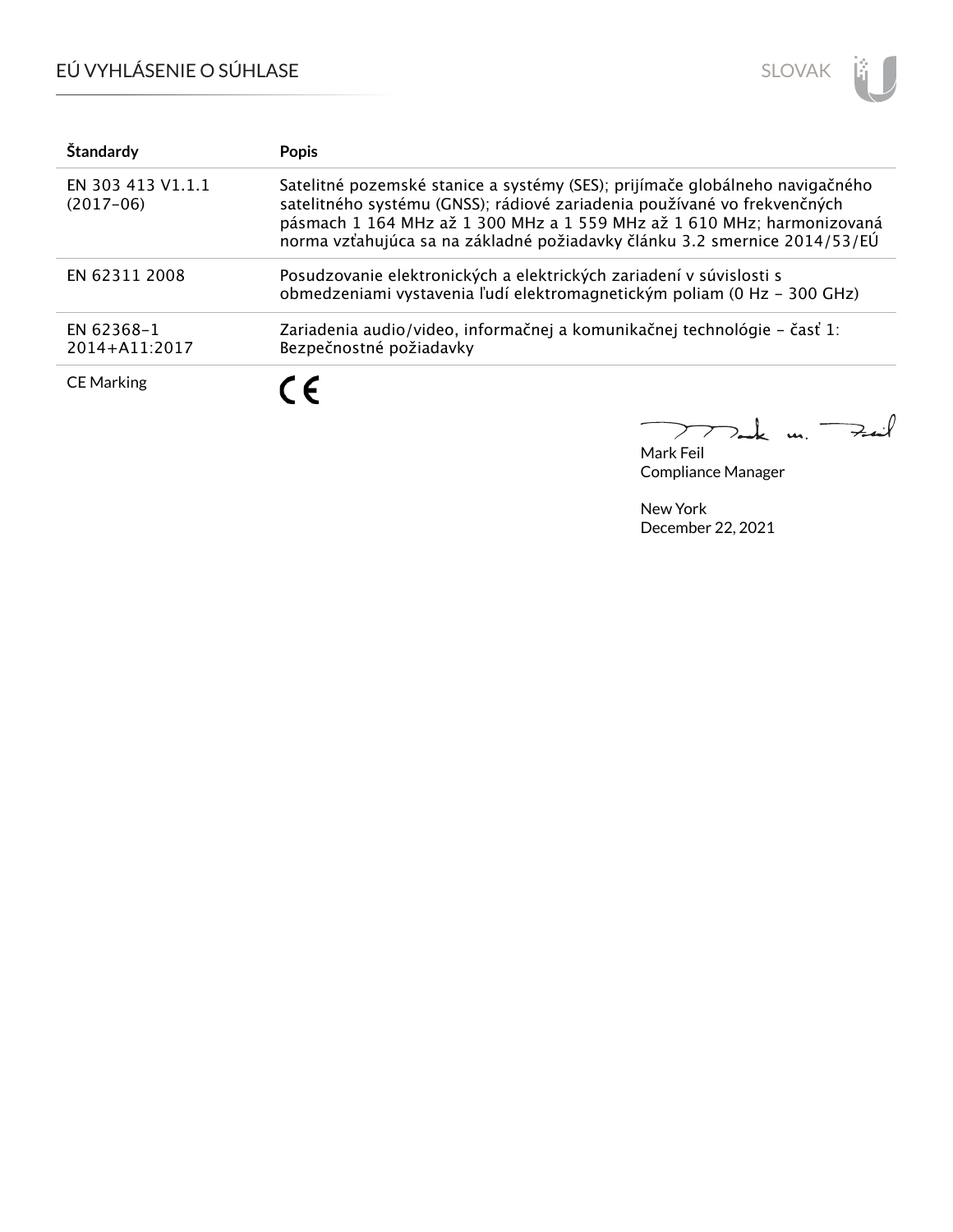| Štandardy | Popis |
|---|---|
| EN 303 413 V1.1.1 (2017-06) | Satelitné pozemské stanice a systémy (SES); prijímače globálneho navigačného satelitného systému (GNSS); rádiové zariadenia používané vo frekvenčných pásmach 1 164 MHz až 1 300 MHz a 1 559 MHz až 1 610 MHz; harmonizovaná norma vzťahujúca sa na základné požiadavky článku 3.2 smernice 2014/53/EÚ |
| EN 62311 2008 | Posudzovanie elektronických a elektrických zariadení v súvislosti s obmedzeniami vystavenia ľudí elektromagnetickým poliam (0 Hz - 300 GHz) |
| EN 62368-1 2014+A11:2017 | Zariadenia audio/video, informačnej a komunikačnej technológie - časť 1: Bezpečnostné požiadavky |
| CE Marking | CE |

Mark Feil
Compliance Manager

New York
December 22, 2021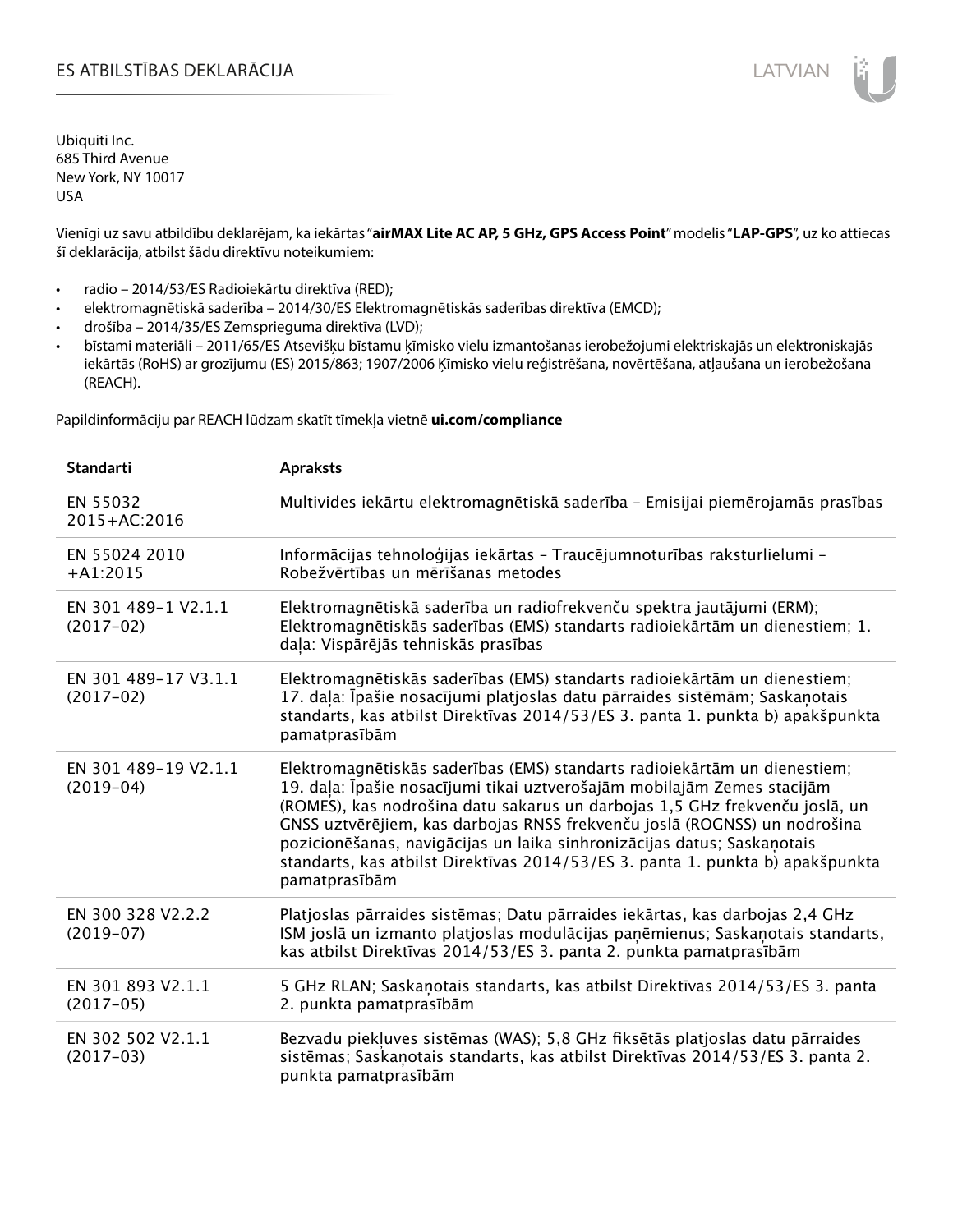# ES ATBILSTĪBAS DEKLARĀCIJA

Ubiquiti Inc.
685 Third Avenue
New York, NY 10017
USA

Vienīgi uz savu atbildību deklarējam, ka iekārtas "**airMAX Lite AC AP, 5 GHz, GPS Access Point**" modelis "**LAP-GPS**", uz ko attiecas šī deklarācija, atbilst šādu direktīvu noteikumiem:

- radio – 2014/53/ES Radioiekārtu direktīva (RED);
- elektromagnētiskā saderība – 2014/30/ES Elektromagnētiskās saderības direktīva (EMCD);
- drošība – 2014/35/ES Zemsprieguma direktīva (LVD);
- bīstami materiāli – 2011/65/ES Atsevišķu bīstamu ķīmisko vielu izmantošanas ierobežojumi elektriskajās un elektroniskajās iekārtās (RoHS) ar grozījumu (ES) 2015/863; 1907/2006 Ķīmisko vielu reģistrēšana, novērtēšana, atļaušana un ierobežošana (REACH).

Papildinformāciju par REACH lūdzam skatīt tīmekļa vietnē **ui.com/compliance**

| Standarti | Apraksts |
|---|---|
| EN 55032 2015+AC:2016 | Multivides iekārtu elektromagnētiskā saderība – Emisijai piemērojamās prasības |
| EN 55024 2010 +A1:2015 | Informācijas tehnoloģijas iekārtas – Traucējumnoturības raksturlielumi – Robežvērtības un mērīšanas metodes |
| EN 301 489-1 V2.1.1 (2017-02) | Elektromagnētiskā saderība un radiofrekvenču spektra jautājumi (ERM); Elektromagnētiskās saderības (EMS) standarts radioiekārtām un dienestiem; 1. daļa: Vispārējās tehniskās prasības |
| EN 301 489-17 V3.1.1 (2017-02) | Elektromagnētiskās saderības (EMS) standarts radioiekārtām un dienestiem; 17. daļa: Īpašie nosacījumi platjoslas datu pārraides sistēmām; Saskaņotais standarts, kas atbilst Direktīvas 2014/53/ES 3. panta 1. punkta b) apakšpunkta pamatprasībām |
| EN 301 489-19 V2.1.1 (2019-04) | Elektromagnētiskās saderības (EMS) standarts radioiekārtām un dienestiem; 19. daļa: Īpašie nosacījumi tikai uztverošajām mobilajām Zemes stacijām (ROMES), kas nodrošina datu sakarus un darbojas 1,5 GHz frekvenču joslā, un GNSS uztvērējiem, kas darbojas RNSS frekvenču joslā (ROGNSS) un nodrošina pozicionēšanas, navigācijas un laika sinhronizācijas datus; Saskaņotais standarts, kas atbilst Direktīvas 2014/53/ES 3. panta 1. punkta b) apakšpunkta pamatprasībām |
| EN 300 328 V2.2.2 (2019-07) | Platjoslas pārraides sistēmas; Datu pārraides iekārtas, kas darbojas 2,4 GHz ISM joslā un izmanto platjoslas modulācijas paņēmienus; Saskaņotais standarts, kas atbilst Direktīvas 2014/53/ES 3. panta 2. punkta pamatprasībām |
| EN 301 893 V2.1.1 (2017-05) | 5 GHz RLAN; Saskaņotais standarts, kas atbilst Direktīvas 2014/53/ES 3. panta 2. punkta pamatprasībām |
| EN 302 502 V2.1.1 (2017-03) | Bezvadu piekļuves sistēmas (WAS); 5,8 GHz fiksētās platjoslas datu pārraides sistēmas; Saskaņotais standarts, kas atbilst Direktīvas 2014/53/ES 3. panta 2. punkta pamatprasībām |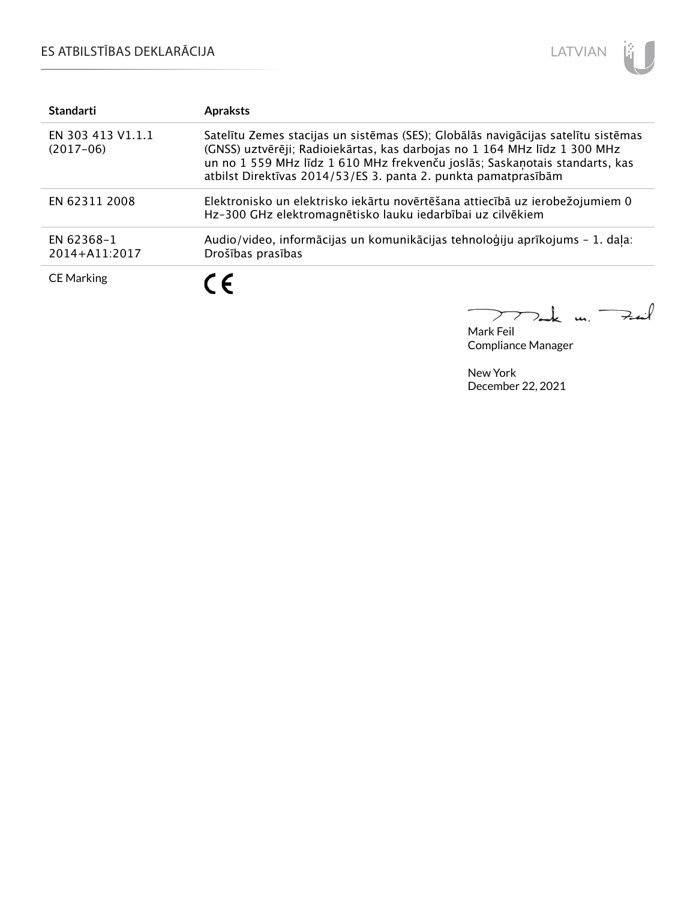# ES ATBILSTĪBAS DEKLARĀCIJA

| Standarti | Apraksts |
|---|---|
| EN 303 413 V1.1.1 (2017-06) | Satelītu Zemes stacijas un sistēmas (SES); Globālās navigācijas satelītu sistēmas (GNSS) uztvērēji; Radioiekārtas, kas darbojas no 1 164 MHz līdz 1 300 MHz un no 1 559 MHz līdz 1 610 MHz frekvenču joslās; Saskaņotais standarts, kas atbilst Direktīvas 2014/53/ES 3. panta 2. punkta pamatprasībām |
| EN 62311 2008 | Elektronisko un elektrisko iekārtu novērtēšana attiecībā uz ierobežojumiem 0 Hz-300 GHz elektromagnētisko lauku iedarbībai uz cilvēkiem |
| EN 62368-1 2014+A11:2017 | Audio/video, informācijas un komunikācijas tehnoloģiju aprīkojums - 1. daļa: Drošības prasības |
| CE Marking | CE |

Mark Feil
Compliance Manager

New York
December 22, 2021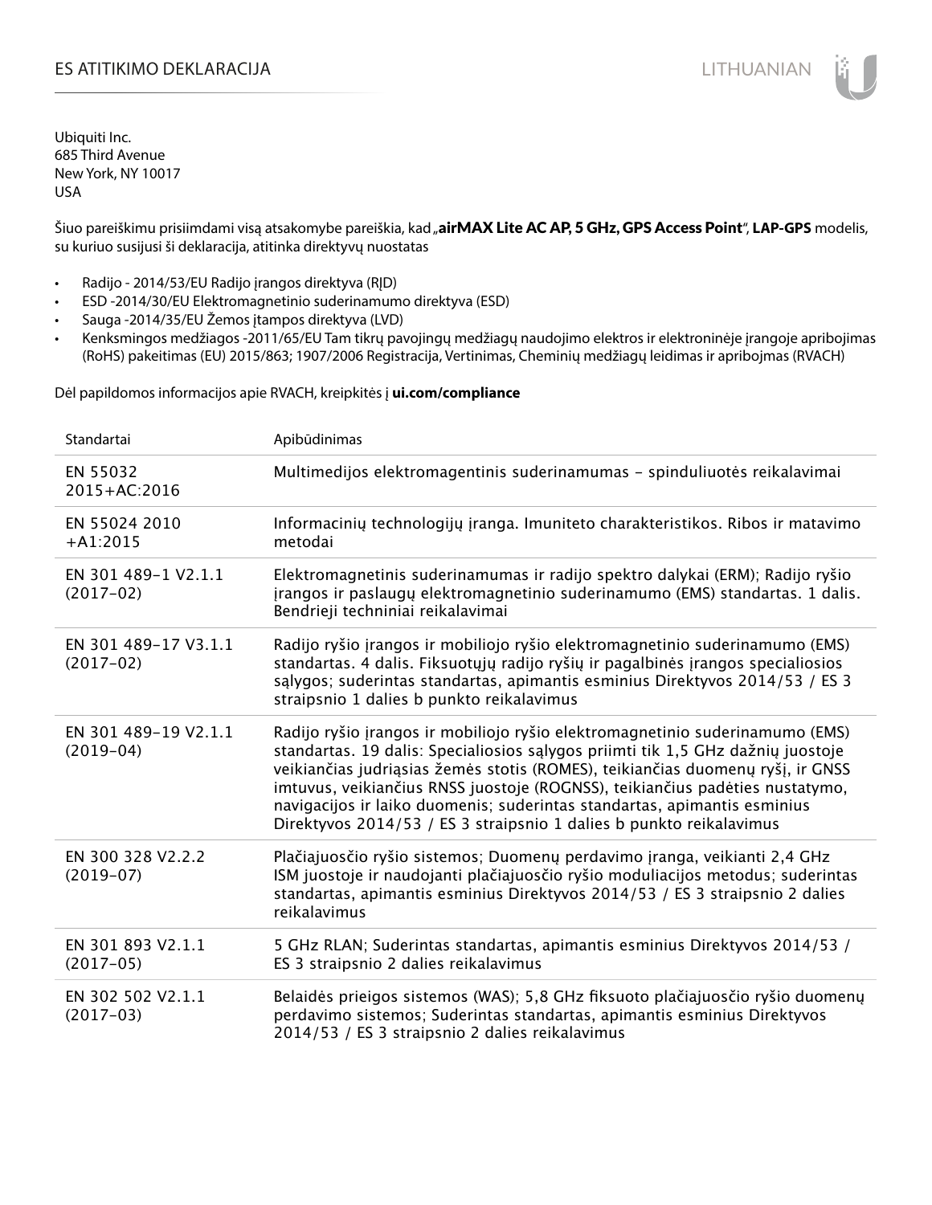# ES ATITIKIMO DEKLARACIJA

Ubiquiti Inc.
685 Third Avenue
New York, NY 10017
USA

Šiuo pareiškimu prisiimdami visą atsakomybe pareiškia, kad „**airMAX Lite AC AP, 5 GHz, GPS Access Point**", **LAP-GPS** modelis, su kuriuo susijusi ši deklaracija, atitinka direktyvų nuostatas

- Radijo - 2014/53/EU Radijo įrangos direktyva (RĮD)
- ESD -2014/30/EU Elektromagnetinio suderinamumo direktyva (ESD)
- Sauga -2014/35/EU Žemos įtampos direktyva (LVD)
- Kenksmingos medžiagos -2011/65/EU Tam tikrų pavojingų medžiagų naudojimo elektros ir elektroninėje įrangoje apribojimas (RoHS) pakeitimas (EU) 2015/863; 1907/2006 Registracija, Vertinimas, Cheminių medžiagų leidimas ir apribojmas (RVACH)

Dėl papildomos informacijos apie RVACH, kreipkitės į **ui.com/compliance**

| Standartai | Apibūdinimas |
|---|---|
| EN 55032 2015+AC:2016 | Multimedijos elektromagentinis suderinamumas – spinduliuotės reikalavimai |
| EN 55024 2010 +A1:2015 | Informacinių technologijų įranga. Imuniteto charakteristikos. Ribos ir matavimo metodai |
| EN 301 489-1 V2.1.1 (2017-02) | Elektromagnetinis suderinamumas ir radijo spektro dalykai (ERM); Radijo ryšio įrangos ir paslaugų elektromagnetinio suderinamumo (EMS) standartas. 1 dalis. Bendrieji techniniai reikalavimai |
| EN 301 489-17 V3.1.1 (2017-02) | Radijo ryšio įrangos ir mobiliojo ryšio elektromagnetinio suderinamumo (EMS) standartas. 4 dalis. Fiksuotųjų radijo ryšių ir pagalbinės įrangos specialiosios sąlygos; suderintas standartas, apimantis esminius Direktyvos 2014/53 / ES 3 straipsnio 1 dalies b punkto reikalavimus |
| EN 301 489-19 V2.1.1 (2019-04) | Radijo ryšio įrangos ir mobiliojo ryšio elektromagnetinio suderinamumo (EMS) standartas. 19 dalis: Specialiosios sąlygos priimti tik 1,5 GHz dažnių juostoje veikiančias judriąsias žemės stotis (ROMES), teikiančias duomenų ryšį, ir GNSS imtuvus, veikiančius RNSS juostoje (ROGNSS), teikiančius padėties nustatymo, navigacijos ir laiko duomenis; suderintas standartas, apimantis esminius Direktyvos 2014/53 / ES 3 straipsnio 1 dalies b punkto reikalavimus |
| EN 300 328 V2.2.2 (2019-07) | Plačiajuosčio ryšio sistemos; Duomenų perdavimo įranga, veikianti 2,4 GHz ISM juostoje ir naudojanti plačiajuosčio ryšio moduliacijos metodus; suderintas standartas, apimantis esminius Direktyvos 2014/53 / ES 3 straipsnio 2 dalies reikalavimus |
| EN 301 893 V2.1.1 (2017-05) | 5 GHz RLAN; Suderintas standartas, apimantis esminius Direktyvos 2014/53 / ES 3 straipsnio 2 dalies reikalavimus |
| EN 302 502 V2.1.1 (2017-03) | Belaidės prieigos sistemos (WAS); 5,8 GHz fiksuoto plačiajuosčio ryšio duomenų perdavimo sistemos; Suderintas standartas, apimantis esminius Direktyvos 2014/53 / ES 3 straipsnio 2 dalies reikalavimus |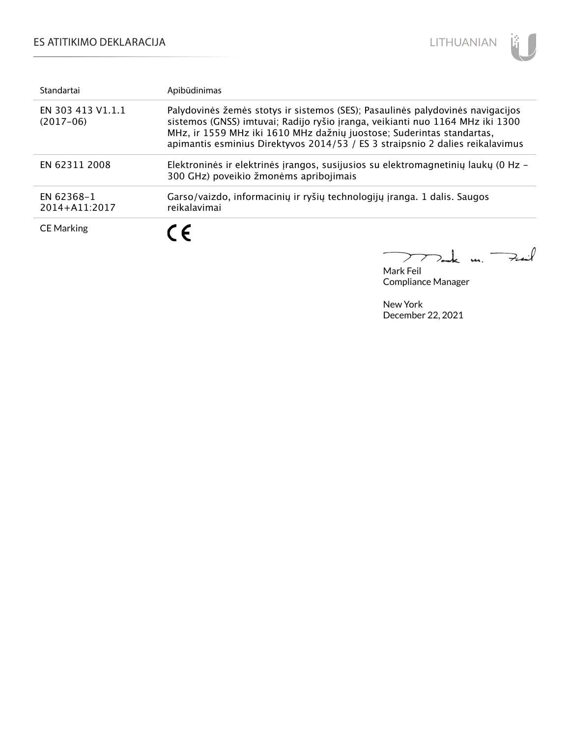| Standartai | Apibūdinimas |
|---|---|
| EN 303 413 V1.1.1 (2017-06) | Palydovinės žemės stotys ir sistemos (SES); Pasaulinės palydovinės navigacijos sistemos (GNSS) imtuvai; Radijo ryšio įranga, veikianti nuo 1164 MHz iki 1300 MHz, ir 1559 MHz iki 1610 MHz dažnių juostose; Suderintas standartas, apimantis esminius Direktyvos 2014/53 / ES 3 straipsnio 2 dalies reikalavimus |
| EN 62311 2008 | Elektroninės ir elektrinės įrangos, susijusios su elektromagnetinių laukų (0 Hz – 300 GHz) poveikio žmonėms apribojimais |
| EN 62368-1 2014+A11:2017 | Garso/vaizdo, informacinių ir ryšių technologijų įranga. 1 dalis. Saugos reikalavimai |
| CE Marking | CE |

Mark Feil
Compliance Manager

New York
December 22, 2021